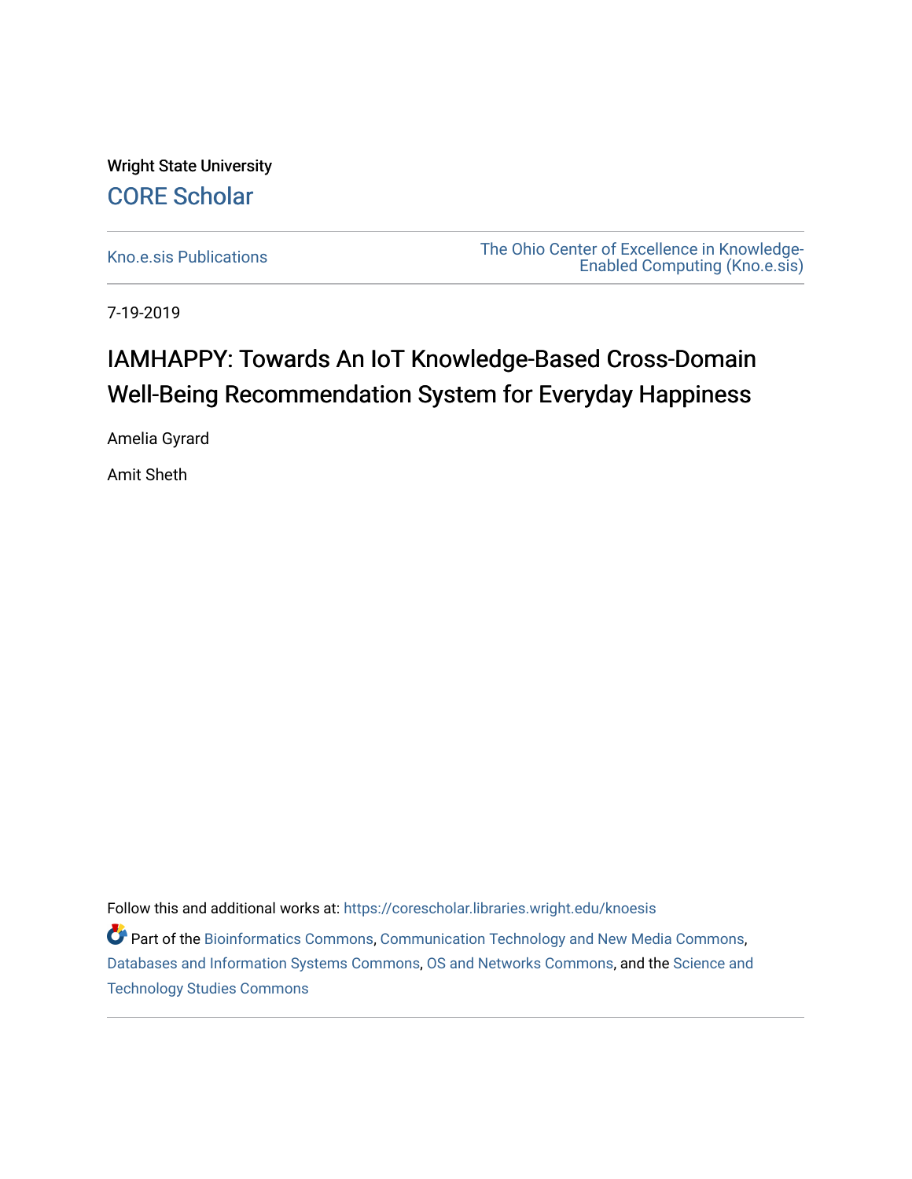Wright State University

CORE Scholar

Kno.e.sis Publications

The Ohio Center of Excellence in Knowledge-Enabled Computing (Kno.e.sis)

7-19-2019

# IAMHAPPY: Towards An IoT Knowledge-Based Cross-Domain Well-Being Recommendation System for Everyday Happiness

Amelia Gyrard

Amit Sheth

Follow this and additional works at: https://corescholar.libraries.wright.edu/knoesis

Part of the Bioinformatics Commons, Communication Technology and New Media Commons, Databases and Information Systems Commons, OS and Networks Commons, and the Science and Technology Studies Commons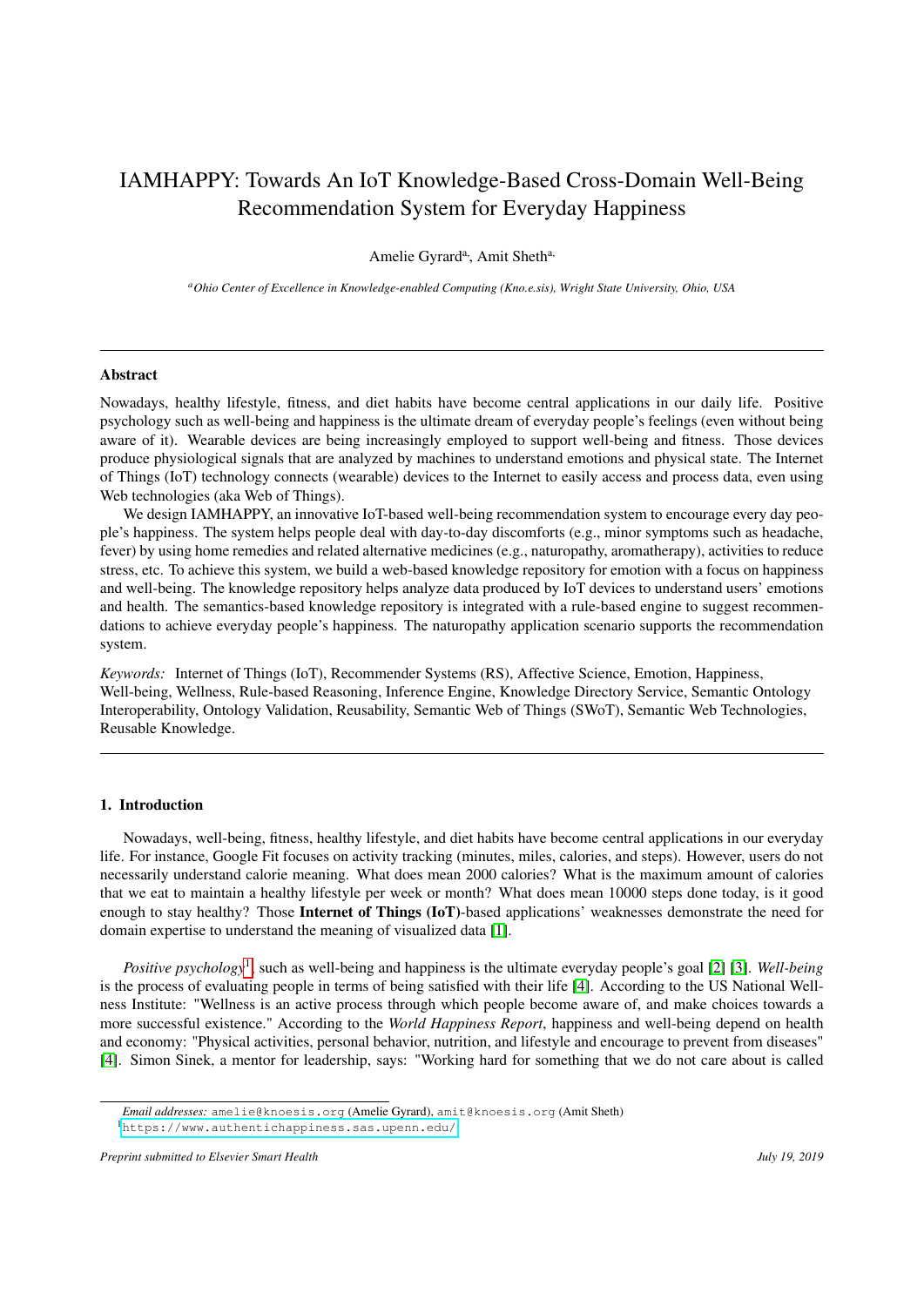# IAMHAPPY: Towards An IoT Knowledge-Based Cross-Domain Well-Being Recommendation System for Everyday Happiness

Amelie Gyrard[a], Amit Sheth[a]

[a] *Ohio Center of Excellence in Knowledge-enabled Computing (Kno.e.sis), Wright State University, Ohio, USA*

---

## Abstract

Nowadays, healthy lifestyle, fitness, and diet habits have become central applications in our daily life. Positive psychology such as well-being and happiness is the ultimate dream of everyday people's feelings (even without being aware of it). Wearable devices are being increasingly employed to support well-being and fitness. Those devices produce physiological signals that are analyzed by machines to understand emotions and physical state. The Internet of Things (IoT) technology connects (wearable) devices to the Internet to easily access and process data, even using Web technologies (aka Web of Things).

We design IAMHAPPY, an innovative IoT-based well-being recommendation system to encourage every day people's happiness. The system helps people deal with day-to-day discomforts (e.g., minor symptoms such as headache, fever) by using home remedies and related alternative medicines (e.g., naturopathy, aromatherapy), activities to reduce stress, etc. To achieve this system, we build a web-based knowledge repository for emotion with a focus on happiness and well-being. The knowledge repository helps analyze data produced by IoT devices to understand users' emotions and health. The semantics-based knowledge repository is integrated with a rule-based engine to suggest recommendations to achieve everyday people's happiness. The naturopathy application scenario supports the recommendation system.

*Keywords:* Internet of Things (IoT), Recommender Systems (RS), Affective Science, Emotion, Happiness, Well-being, Wellness, Rule-based Reasoning, Inference Engine, Knowledge Directory Service, Semantic Ontology Interoperability, Ontology Validation, Reusability, Semantic Web of Things (SWoT), Semantic Web Technologies, Reusable Knowledge.

---

## 1. Introduction

Nowadays, well-being, fitness, healthy lifestyle, and diet habits have become central applications in our everyday life. For instance, Google Fit focuses on activity tracking (minutes, miles, calories, and steps). However, users do not necessarily understand calorie meaning. What does mean 2000 calories? What is the maximum amount of calories that we eat to maintain a healthy lifestyle per week or month? What does mean 10000 steps done today, is it good enough to stay healthy? Those **Internet of Things (IoT)**-based applications' weaknesses demonstrate the need for domain expertise to understand the meaning of visualized data [1].

*Positive psychology*[1], such as well-being and happiness is the ultimate everyday people's goal [2] [3]. *Well-being* is the process of evaluating people in terms of being satisfied with their life [4]. According to the US National Wellness Institute: "Wellness is an active process through which people become aware of, and make choices towards a more successful existence." According to the *World Happiness Report*, happiness and well-being depend on health and economy: "Physical activities, personal behavior, nutrition, and lifestyle and encourage to prevent from diseases" [4]. Simon Sinek, a mentor for leadership, says: "Working hard for something that we do not care about is called

---

*Email addresses:* amelie@knoesis.org (Amelie Gyrard), amit@knoesis.org (Amit Sheth)

[1] https://www.authentichappiness.sas.upenn.edu/

*Preprint submitted to Elsevier Smart Health* — *July 19, 2019*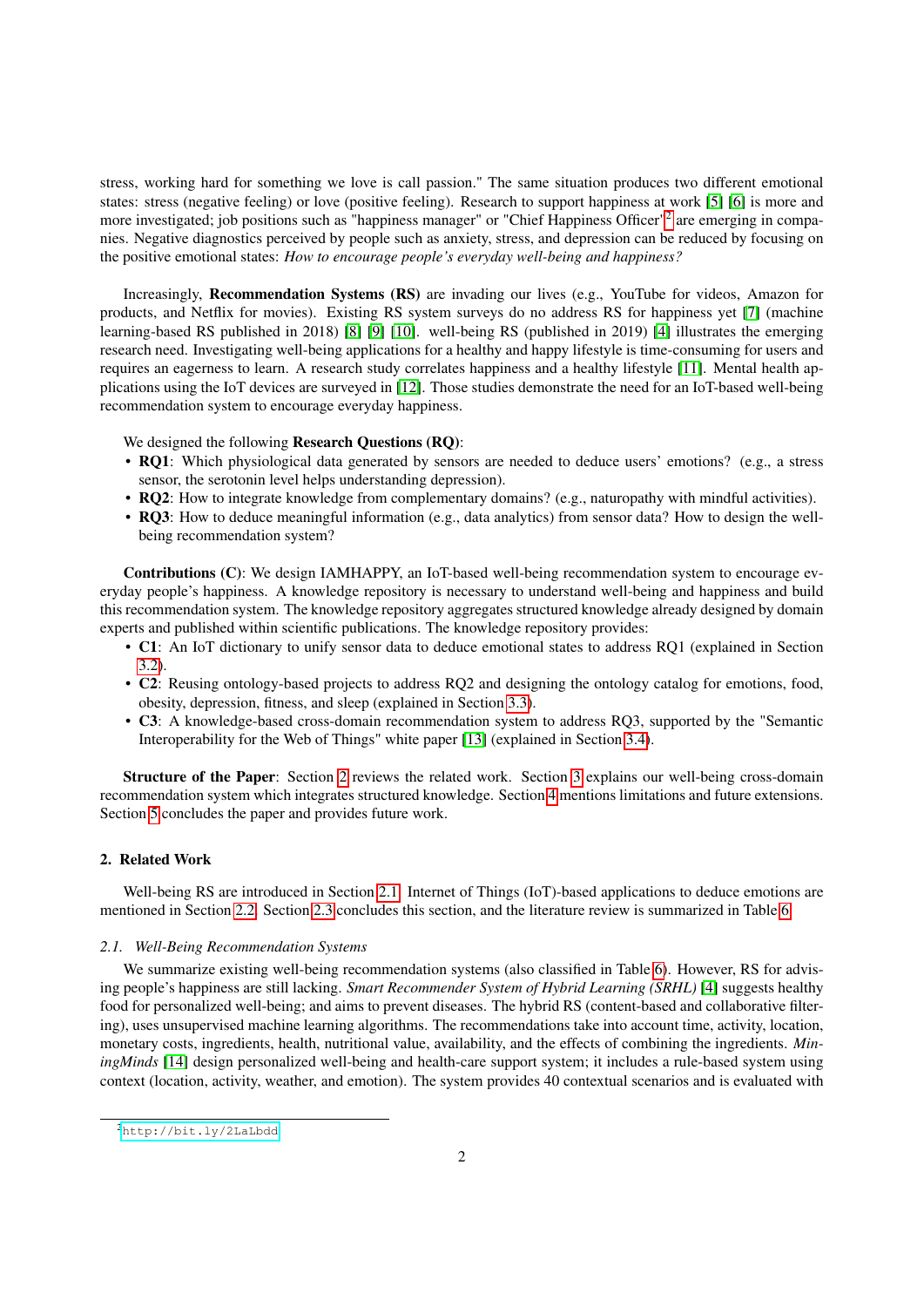stress, working hard for something we love is call passion." The same situation produces two different emotional states: stress (negative feeling) or love (positive feeling). Research to support happiness at work [5] [6] is more and more investigated; job positions such as "happiness manager" or "Chief Happiness Officer"[2] are emerging in companies. Negative diagnostics perceived by people such as anxiety, stress, and depression can be reduced by focusing on the positive emotional states: *How to encourage people's everyday well-being and happiness?*

Increasingly, **Recommendation Systems (RS)** are invading our lives (e.g., YouTube for videos, Amazon for products, and Netflix for movies). Existing RS system surveys do no address RS for happiness yet [7] (machine learning-based RS published in 2018) [8] [9] [10]. well-being RS (published in 2019) [4] illustrates the emerging research need. Investigating well-being applications for a healthy and happy lifestyle is time-consuming for users and requires an eagerness to learn. A research study correlates happiness and a healthy lifestyle [11]. Mental health applications using the IoT devices are surveyed in [12]. Those studies demonstrate the need for an IoT-based well-being recommendation system to encourage everyday happiness.

We designed the following **Research Questions (RQ)**:

- **RQ1**: Which physiological data generated by sensors are needed to deduce users' emotions? (e.g., a stress sensor, the serotonin level helps understanding depression).
- **RQ2**: How to integrate knowledge from complementary domains? (e.g., naturopathy with mindful activities).
- **RQ3**: How to deduce meaningful information (e.g., data analytics) from sensor data? How to design the well-being recommendation system?

**Contributions (C)**: We design IAMHAPPY, an IoT-based well-being recommendation system to encourage everyday people's happiness. A knowledge repository is necessary to understand well-being and happiness and build this recommendation system. The knowledge repository aggregates structured knowledge already designed by domain experts and published within scientific publications. The knowledge repository provides:

- **C1**: An IoT dictionary to unify sensor data to deduce emotional states to address RQ1 (explained in Section 3.2).
- **C2**: Reusing ontology-based projects to address RQ2 and designing the ontology catalog for emotions, food, obesity, depression, fitness, and sleep (explained in Section 3.3).
- **C3**: A knowledge-based cross-domain recommendation system to address RQ3, supported by the "Semantic Interoperability for the Web of Things" white paper [13] (explained in Section 3.4).

**Structure of the Paper**: Section 2 reviews the related work. Section 3 explains our well-being cross-domain recommendation system which integrates structured knowledge. Section 4 mentions limitations and future extensions. Section 5 concludes the paper and provides future work.

## 2. Related Work

Well-being RS are introduced in Section 2.1. Internet of Things (IoT)-based applications to deduce emotions are mentioned in Section 2.2. Section 2.3 concludes this section, and the literature review is summarized in Table 6.

### *2.1. Well-Being Recommendation Systems*

We summarize existing well-being recommendation systems (also classified in Table 6). However, RS for advising people's happiness are still lacking. *Smart Recommender System of Hybrid Learning (SRHL)* [4] suggests healthy food for personalized well-being; and aims to prevent diseases. The hybrid RS (content-based and collaborative filtering), uses unsupervised machine learning algorithms. The recommendations take into account time, activity, location, monetary costs, ingredients, health, nutritional value, availability, and the effects of combining the ingredients. *MiningMinds* [14] design personalized well-being and health-care support system; it includes a rule-based system using context (location, activity, weather, and emotion). The system provides 40 contextual scenarios and is evaluated with

[2] http://bit.ly/2LaLbdd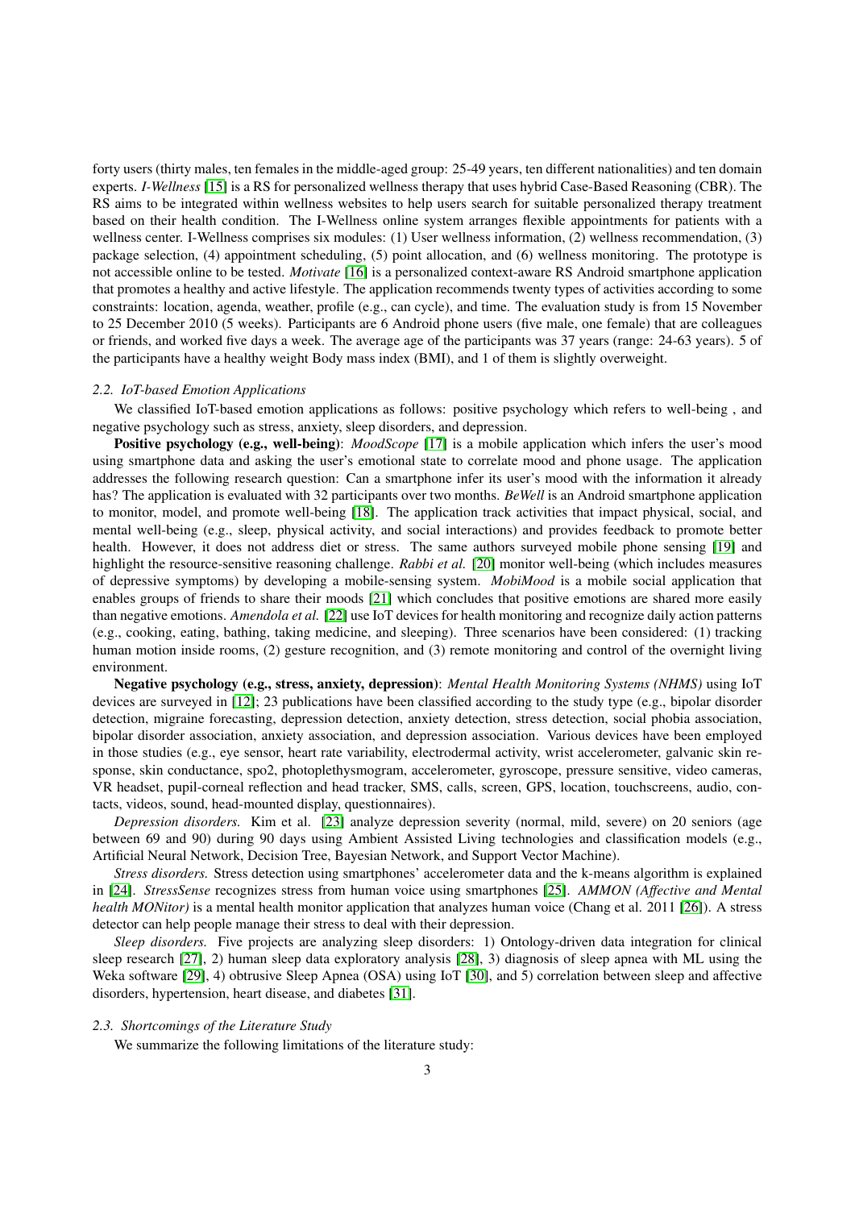forty users (thirty males, ten females in the middle-aged group: 25-49 years, ten different nationalities) and ten domain experts. *I-Wellness* [15] is a RS for personalized wellness therapy that uses hybrid Case-Based Reasoning (CBR). The RS aims to be integrated within wellness websites to help users search for suitable personalized therapy treatment based on their health condition. The I-Wellness online system arranges flexible appointments for patients with a wellness center. I-Wellness comprises six modules: (1) User wellness information, (2) wellness recommendation, (3) package selection, (4) appointment scheduling, (5) point allocation, and (6) wellness monitoring. The prototype is not accessible online to be tested. *Motivate* [16] is a personalized context-aware RS Android smartphone application that promotes a healthy and active lifestyle. The application recommends twenty types of activities according to some constraints: location, agenda, weather, profile (e.g., can cycle), and time. The evaluation study is from 15 November to 25 December 2010 (5 weeks). Participants are 6 Android phone users (five male, one female) that are colleagues or friends, and worked five days a week. The average age of the participants was 37 years (range: 24-63 years). 5 of the participants have a healthy weight Body mass index (BMI), and 1 of them is slightly overweight.

### 2.2. IoT-based Emotion Applications

We classified IoT-based emotion applications as follows: positive psychology which refers to well-being , and negative psychology such as stress, anxiety, sleep disorders, and depression.

**Positive psychology (e.g., well-being)**: *MoodScope* [17] is a mobile application which infers the user's mood using smartphone data and asking the user's emotional state to correlate mood and phone usage. The application addresses the following research question: Can a smartphone infer its user's mood with the information it already has? The application is evaluated with 32 participants over two months. *BeWell* is an Android smartphone application to monitor, model, and promote well-being [18]. The application track activities that impact physical, social, and mental well-being (e.g., sleep, physical activity, and social interactions) and provides feedback to promote better health. However, it does not address diet or stress. The same authors surveyed mobile phone sensing [19] and highlight the resource-sensitive reasoning challenge. *Rabbi et al.* [20] monitor well-being (which includes measures of depressive symptoms) by developing a mobile-sensing system. *MobiMood* is a mobile social application that enables groups of friends to share their moods [21] which concludes that positive emotions are shared more easily than negative emotions. *Amendola et al.* [22] use IoT devices for health monitoring and recognize daily action patterns (e.g., cooking, eating, bathing, taking medicine, and sleeping). Three scenarios have been considered: (1) tracking human motion inside rooms, (2) gesture recognition, and (3) remote monitoring and control of the overnight living environment.

**Negative psychology (e.g., stress, anxiety, depression)**: *Mental Health Monitoring Systems (NHMS)* using IoT devices are surveyed in [12]; 23 publications have been classified according to the study type (e.g., bipolar disorder detection, migraine forecasting, depression detection, anxiety detection, stress detection, social phobia association, bipolar disorder association, anxiety association, and depression association. Various devices have been employed in those studies (e.g., eye sensor, heart rate variability, electrodermal activity, wrist accelerometer, galvanic skin response, skin conductance, spo2, photoplethysmogram, accelerometer, gyroscope, pressure sensitive, video cameras, VR headset, pupil-corneal reflection and head tracker, SMS, calls, screen, GPS, location, touchscreens, audio, contacts, videos, sound, head-mounted display, questionnaires).

*Depression disorders.* Kim et al. [23] analyze depression severity (normal, mild, severe) on 20 seniors (age between 69 and 90) during 90 days using Ambient Assisted Living technologies and classification models (e.g., Artificial Neural Network, Decision Tree, Bayesian Network, and Support Vector Machine).

*Stress disorders.* Stress detection using smartphones' accelerometer data and the k-means algorithm is explained in [24]. *StressSense* recognizes stress from human voice using smartphones [25]. *AMMON (Affective and Mental health MONitor)* is a mental health monitor application that analyzes human voice (Chang et al. 2011 [26]). A stress detector can help people manage their stress to deal with their depression.

*Sleep disorders.* Five projects are analyzing sleep disorders: 1) Ontology-driven data integration for clinical sleep research [27], 2) human sleep data exploratory analysis [28], 3) diagnosis of sleep apnea with ML using the Weka software [29], 4) obtrusive Sleep Apnea (OSA) using IoT [30], and 5) correlation between sleep and affective disorders, hypertension, heart disease, and diabetes [31].

### 2.3. Shortcomings of the Literature Study

We summarize the following limitations of the literature study: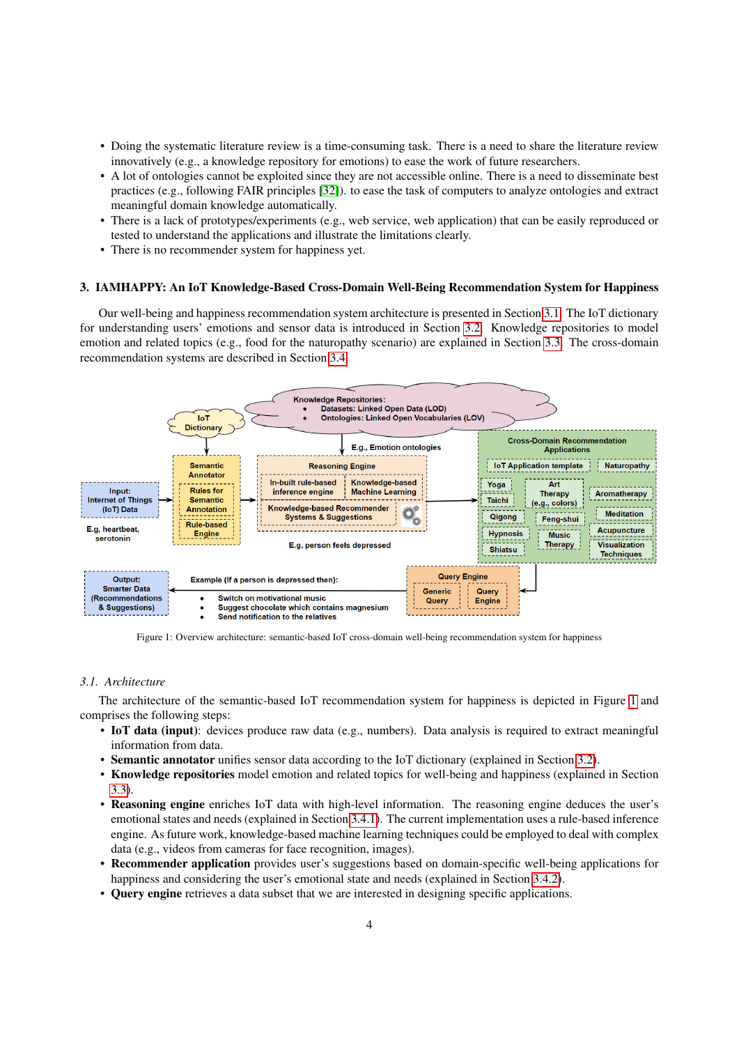- Doing the systematic literature review is a time-consuming task. There is a need to share the literature review innovatively (e.g., a knowledge repository for emotions) to ease the work of future researchers.
- A lot of ontologies cannot be exploited since they are not accessible online. There is a need to disseminate best practices (e.g., following FAIR principles [32]). to ease the task of computers to analyze ontologies and extract meaningful domain knowledge automatically.
- There is a lack of prototypes/experiments (e.g., web service, web application) that can be easily reproduced or tested to understand the applications and illustrate the limitations clearly.
- There is no recommender system for happiness yet.

## 3. IAMHAPPY: An IoT Knowledge-Based Cross-Domain Well-Being Recommendation System for Happiness

Our well-being and happiness recommendation system architecture is presented in Section 3.1. The IoT dictionary for understanding users' emotions and sensor data is introduced in Section 3.2. Knowledge repositories to model emotion and related topics (e.g., food for the naturopathy scenario) are explained in Section 3.3. The cross-domain recommendation systems are described in Section 3.4.

Figure 1: Overview architecture: semantic-based IoT cross-domain well-being recommendation system for happiness

### 3.1. Architecture

The architecture of the semantic-based IoT recommendation system for happiness is depicted in Figure 1 and comprises the following steps:

- **IoT data (input)**: devices produce raw data (e.g., numbers). Data analysis is required to extract meaningful information from data.
- **Semantic annotator** unifies sensor data according to the IoT dictionary (explained in Section 3.2).
- **Knowledge repositories** model emotion and related topics for well-being and happiness (explained in Section 3.3).
- **Reasoning engine** enriches IoT data with high-level information. The reasoning engine deduces the user's emotional states and needs (explained in Section 3.4.1). The current implementation uses a rule-based inference engine. As future work, knowledge-based machine learning techniques could be employed to deal with complex data (e.g., videos from cameras for face recognition, images).
- **Recommender application** provides user's suggestions based on domain-specific well-being applications for happiness and considering the user's emotional state and needs (explained in Section 3.4.2).
- **Query engine** retrieves a data subset that we are interested in designing specific applications.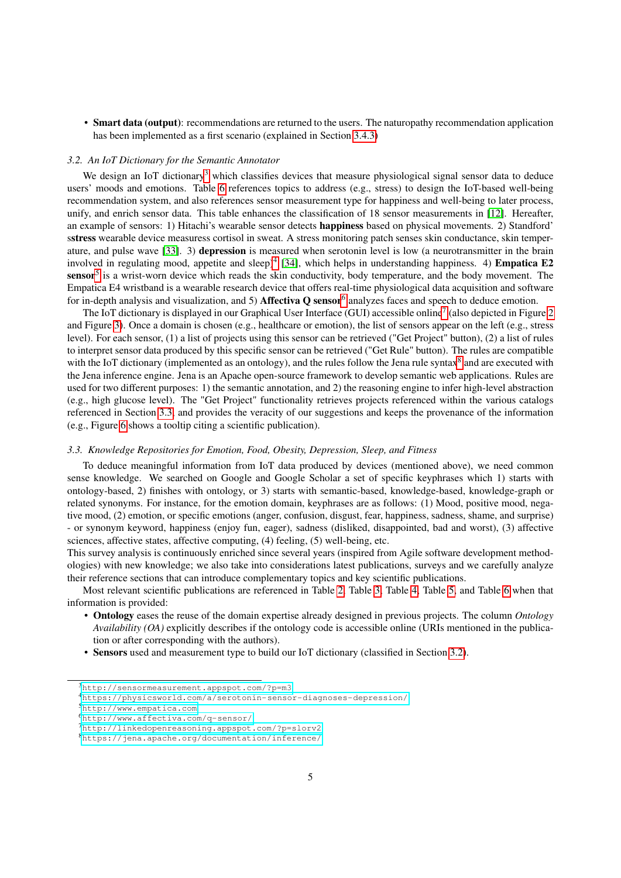- **Smart data (output)**: recommendations are returned to the users. The naturopathy recommendation application has been implemented as a first scenario (explained in Section 3.4.3)

### 3.2. An IoT Dictionary for the Semantic Annotator

We design an IoT dictionary[3] which classifies devices that measure physiological signal sensor data to deduce users' moods and emotions. Table 6 references topics to address (e.g., stress) to design the IoT-based well-being recommendation system, and also references sensor measurement type for happiness and well-being to later process, unify, and enrich sensor data. This table enhances the classification of 18 sensor measurements in [12]. Hereafter, an example of sensors: 1) Hitachi's wearable sensor detects **happiness** based on physical movements. 2) Standford' s**stress** wearable device measures cortisol in sweat. A stress monitoring patch senses skin conductance, skin temperature, and pulse wave [33]. 3) **depression** is measured when serotonin level is low (a neurotransmitter in the brain involved in regulating mood, appetite and sleep)[4] [34], which helps in understanding happiness. 4) **Empatica E2 sensor**[5] is a wrist-worn device which reads the skin conductivity, body temperature, and the body movement. The Empatica E4 wristband is a wearable research device that offers real-time physiological data acquisition and software for in-depth analysis and visualization, and 5) **Affectiva Q sensor**[6] analyzes faces and speech to deduce emotion.

The IoT dictionary is displayed in our Graphical User Interface (GUI) accessible online[7] (also depicted in Figure 2 and Figure 3). Once a domain is chosen (e.g., healthcare or emotion), the list of sensors appear on the left (e.g., stress level). For each sensor, (1) a list of projects using this sensor can be retrieved ("Get Project" button), (2) a list of rules to interpret sensor data produced by this specific sensor can be retrieved ("Get Rule" button). The rules are compatible with the IoT dictionary (implemented as an ontology), and the rules follow the Jena rule syntax[8] and are executed with the Jena inference engine. Jena is an Apache open-source framework to develop semantic web applications. Rules are used for two different purposes: 1) the semantic annotation, and 2) the reasoning engine to infer high-level abstraction (e.g., high glucose level). The "Get Project" functionality retrieves projects referenced within the various catalogs referenced in Section 3.3, and provides the veracity of our suggestions and keeps the provenance of the information (e.g., Figure 6 shows a tooltip citing a scientific publication).

### 3.3. Knowledge Repositories for Emotion, Food, Obesity, Depression, Sleep, and Fitness

To deduce meaningful information from IoT data produced by devices (mentioned above), we need common sense knowledge. We searched on Google and Google Scholar a set of specific keyphrases which 1) starts with ontology-based, 2) finishes with ontology, or 3) starts with semantic-based, knowledge-based, knowledge-graph or related synonyms. For instance, for the emotion domain, keyphrases are as follows: (1) Mood, positive mood, negative mood, (2) emotion, or specific emotions (anger, confusion, disgust, fear, happiness, sadness, shame, and surprise) - or synonym keyword, happiness (enjoy fun, eager), sadness (disliked, disappointed, bad and worst), (3) affective sciences, affective states, affective computing, (4) feeling, (5) well-being, etc.

This survey analysis is continuously enriched since several years (inspired from Agile software development methodologies) with new knowledge; we also take into considerations latest publications, surveys and we carefully analyze their reference sections that can introduce complementary topics and key scientific publications.

Most relevant scientific publications are referenced in Table 2, Table 3, Table 4, Table 5, and Table 6 when that information is provided:

- **Ontology** eases the reuse of the domain expertise already designed in previous projects. The column *Ontology Availability (OA)* explicitly describes if the ontology code is accessible online (URIs mentioned in the publication or after corresponding with the authors).
- **Sensors** used and measurement type to build our IoT dictionary (classified in Section 3.2).

---

[3] http://sensormeasurement.appspot.com/?p=m3
[4] https://physicsworld.com/a/serotonin-sensor-diagnoses-depression/
[5] http://www.empatica.com
[6] http://www.affectiva.com/q-sensor/
[7] http://linkedopenreasoning.appspot.com/?p=slorv2
[8] https://jena.apache.org/documentation/inference/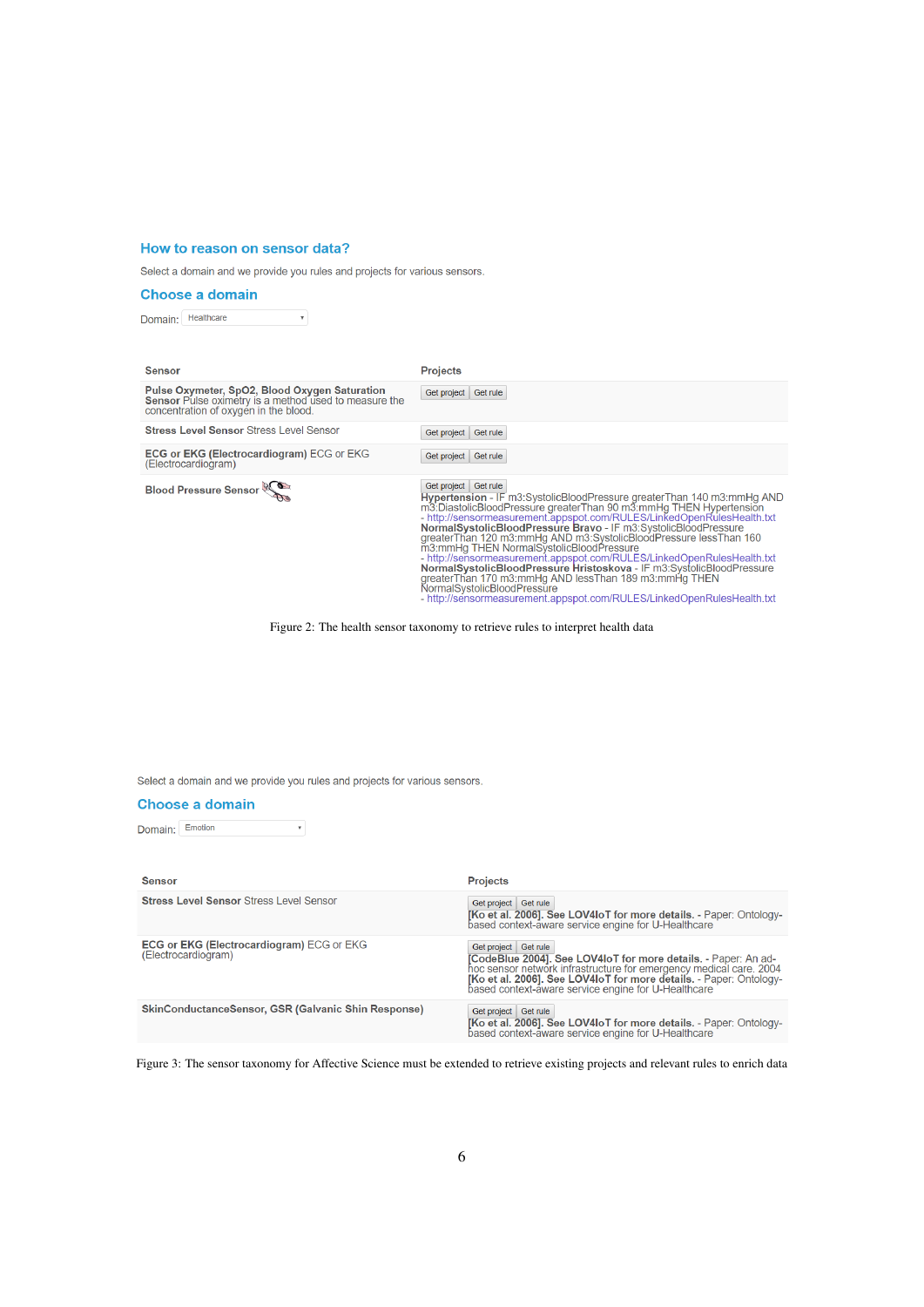## How to reason on sensor data?

Select a domain and we provide you rules and projects for various sensors.

### Choose a domain

Domain: Healthcare

| Sensor | Projects |
| --- | --- |
| **Pulse Oxymeter, SpO2, Blood Oxygen Saturation Sensor** Pulse oximetry is a method used to measure the concentration of oxygen in the blood. | Get project Get rule |
| **Stress Level Sensor** Stress Level Sensor | Get project Get rule |
| **ECG or EKG (Electrocardiogram)** ECG or EKG (Electrocardiogram) | Get project Get rule |
| **Blood Pressure Sensor** | Get project Get rule **Hypertension** - IF m3:SystolicBloodPressure greaterThan 140 m3:mmHg AND m3:DiastolicBloodPressure greaterThan 90 m3:mmHg THEN Hypertension - http://sensormeasurement.appspot.com/RULES/LinkedOpenRulesHealth.txt **NormalSystolicBloodPressure Bravo** - IF m3:SystolicBloodPressure greaterThan 120 m3:mmHg AND m3:SystolicBloodPressure lessThan 160 m3:mmHg THEN NormalSystolicBloodPressure - http://sensormeasurement.appspot.com/RULES/LinkedOpenRulesHealth.txt **NormalSystolicBloodPressure Hristoskova** - IF m3:SystolicBloodPressure greaterThan 170 m3:mmHg AND lessThan 189 m3:mmHg THEN NormalSystolicBloodPressure - http://sensormeasurement.appspot.com/RULES/LinkedOpenRulesHealth.txt |

Figure 2: The health sensor taxonomy to retrieve rules to interpret health data

Select a domain and we provide you rules and projects for various sensors.

### Choose a domain

Domain: Emotion

| Sensor | Projects |
| --- | --- |
| **Stress Level Sensor** Stress Level Sensor | Get project Get rule **[Ko et al. 2006]. See LOV4IoT for more details.** - Paper: Ontology-based context-aware service engine for U-Healthcare |
| **ECG or EKG (Electrocardiogram)** ECG or EKG (Electrocardiogram) | Get project Get rule **[CodeBlue 2004]. See LOV4IoT for more details.** - Paper: An ad-hoc sensor network infrastructure for emergency medical care. 2004 **[Ko et al. 2006]. See LOV4IoT for more details.** - Paper: Ontology-based context-aware service engine for U-Healthcare |
| **SkinConductanceSensor, GSR (Galvanic Shin Response)** | Get project Get rule **[Ko et al. 2006]. See LOV4IoT for more details.** - Paper: Ontology-based context-aware service engine for U-Healthcare |

Figure 3: The sensor taxonomy for Affective Science must be extended to retrieve existing projects and relevant rules to enrich data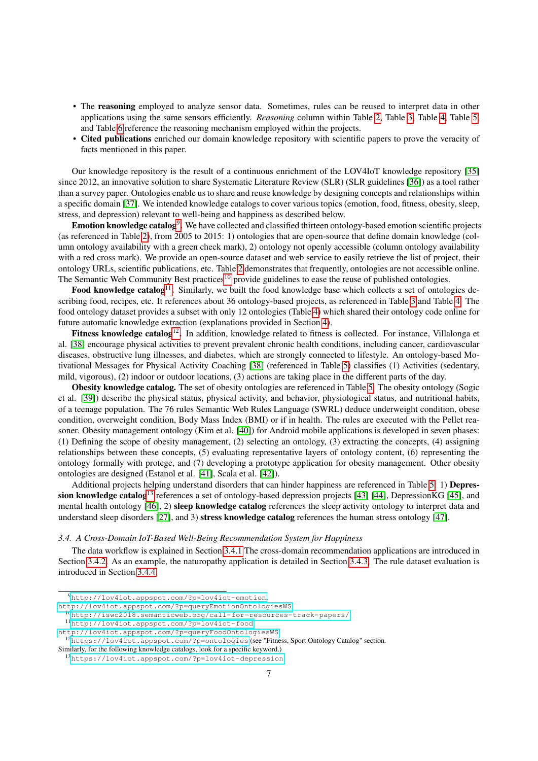- The **reasoning** employed to analyze sensor data. Sometimes, rules can be reused to interpret data in other applications using the same sensors efficiently. *Reasoning* column within Table 2, Table 3, Table 4, Table 5, and Table 6 reference the reasoning mechanism employed within the projects.
- **Cited publications** enriched our domain knowledge repository with scientific papers to prove the veracity of facts mentioned in this paper.

Our knowledge repository is the result of a continuous enrichment of the LOV4IoT knowledge repository [35] since 2012, an innovative solution to share Systematic Literature Review (SLR) (SLR guidelines [36]) as a tool rather than a survey paper. Ontologies enable us to share and reuse knowledge by designing concepts and relationships within a specific domain [37]. We intended knowledge catalogs to cover various topics (emotion, food, fitness, obesity, sleep, stress, and depression) relevant to well-being and happiness as described below.

**Emotion knowledge catalog**[9]. We have collected and classified thirteen ontology-based emotion scientific projects (as referenced in Table 2), from 2005 to 2015: 1) ontologies that are open-source that define domain knowledge (column ontology availability with a green check mark), 2) ontology not openly accessible (column ontology availability with a red cross mark). We provide an open-source dataset and web service to easily retrieve the list of project, their ontology URLs, scientific publications, etc. Table 2 demonstrates that frequently, ontologies are not accessible online. The Semantic Web Community Best practices[10] provide guidelines to ease the reuse of published ontologies.

**Food knowledge catalog**[11]. Similarly, we built the food knowledge base which collects a set of ontologies describing food, recipes, etc. It references about 36 ontology-based projects, as referenced in Table 3 and Table 4. The food ontology dataset provides a subset with only 12 ontologies (Table 4) which shared their ontology code online for future automatic knowledge extraction (explanations provided in Section 4).

**Fitness knowledge catalog**[12]. In addition, knowledge related to fitness is collected. For instance, Villalonga et al. [38] encourage physical activities to prevent prevalent chronic health conditions, including cancer, cardiovascular diseases, obstructive lung illnesses, and diabetes, which are strongly connected to lifestyle. An ontology-based Motivational Messages for Physical Activity Coaching [38] (referenced in Table 5) classifies (1) Activities (sedentary, mild, vigorous), (2) indoor or outdoor locations, (3) actions are taking place in the different parts of the day.

**Obesity knowledge catalog.** The set of obesity ontologies are referenced in Table 5. The obesity ontology (Sogic et al. [39]) describe the physical status, physical activity, and behavior, physiological status, and nutritional habits, of a teenage population. The 76 rules Semantic Web Rules Language (SWRL) deduce underweight condition, obese condition, overweight condition, Body Mass Index (BMI) or if in health. The rules are executed with the Pellet reasoner. Obesity management ontology (Kim et al. [40]) for Android mobile applications is developed in seven phases: (1) Defining the scope of obesity management, (2) selecting an ontology, (3) extracting the concepts, (4) assigning relationships between these concepts, (5) evaluating representative layers of ontology content, (6) representing the ontology formally with protege, and (7) developing a prototype application for obesity management. Other obesity ontologies are designed (Estanol et al. [41], Scala et al. [42]).

Additional projects helping understand disorders that can hinder happiness are referenced in Table 5: 1) **Depression knowledge catalog**[13] references a set of ontology-based depression projects [43] [44], DepressionKG [45], and mental health ontology [46], 2) **sleep knowledge catalog** references the sleep activity ontology to interpret data and understand sleep disorders [27], and 3) **stress knowledge catalog** references the human stress ontology [47].

### 3.4. A Cross-Domain IoT-Based Well-Being Recommendation System for Happiness

The data workflow is explained in Section 3.4.1 The cross-domain recommendation applications are introduced in Section 3.4.2. As an example, the naturopathy application is detailed in Section 3.4.3. The rule dataset evaluation is introduced in Section 3.4.4.

---

[9] http://lov4iot.appspot.com/?p=lov4iot-emotion
http://lov4iot.appspot.com/?p=queryEmotionOntologiesWS

[10] http://iswc2018.semanticweb.org/call-for-resources-track-papers/

[11] http://lov4iot.appspot.com/?p=lov4iot-food
http://lov4iot.appspot.com/?p=queryFoodOntologiesWS

[12] https://lov4iot.appspot.com/?p=ontologies (see "Fitness, Sport Ontology Catalog" section. Similarly, for the following knowledge catalogs, look for a specific keyword.)

[13] https://lov4iot.appspot.com/?p=lov4iot-depression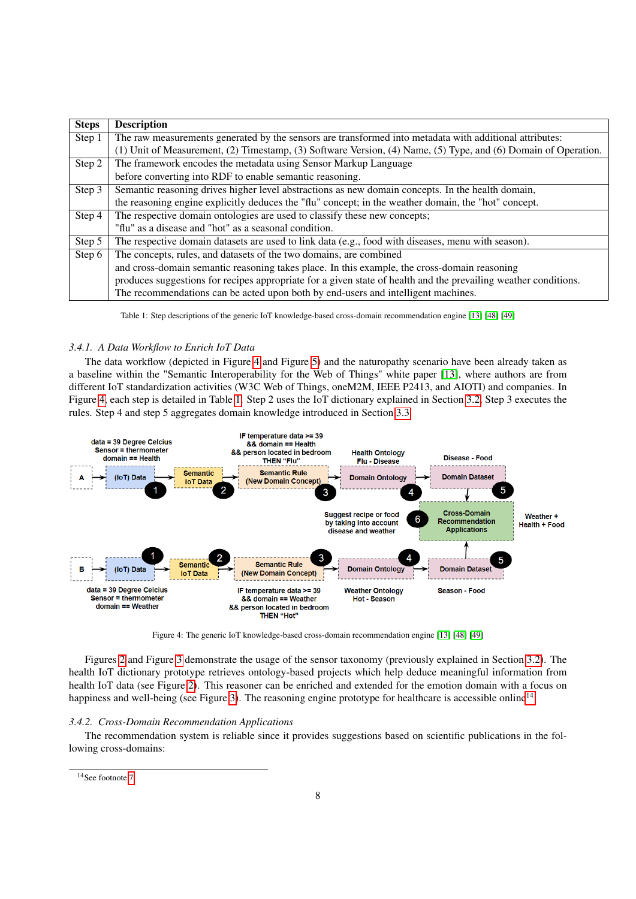| Steps | Description |
|---|---|
| Step 1 | The raw measurements generated by the sensors are transformed into metadata with additional attributes: (1) Unit of Measurement, (2) Timestamp, (3) Software Version, (4) Name, (5) Type, and (6) Domain of Operation. |
| Step 2 | The framework encodes the metadata using Sensor Markup Language before converting into RDF to enable semantic reasoning. |
| Step 3 | Semantic reasoning drives higher level abstractions as new domain concepts. In the health domain, the reasoning engine explicitly deduces the "flu" concept; in the weather domain, the "hot" concept. |
| Step 4 | The respective domain ontologies are used to classify these new concepts; "flu" as a disease and "hot" as a seasonal condition. |
| Step 5 | The respective domain datasets are used to link data (e.g., food with diseases, menu with season). |
| Step 6 | The concepts, rules, and datasets of the two domains, are combined and cross-domain semantic reasoning takes place. In this example, the cross-domain reasoning produces suggestions for recipes appropriate for a given state of health and the prevailing weather conditions. The recommendations can be acted upon both by end-users and intelligent machines. |

Table 1: Step descriptions of the generic IoT knowledge-based cross-domain recommendation engine [13] [48] [49]

### 3.4.1. *A Data Workflow to Enrich IoT Data*

The data workflow (depicted in Figure 4 and Figure 5) and the naturopathy scenario have been already taken as a baseline within the "Semantic Interoperability for the Web of Things" white paper [13], where authors are from different IoT standardization activities (W3C Web of Things, oneM2M, IEEE P2413, and AIOTI) and companies. In Figure 4, each step is detailed in Table 1. Step 2 uses the IoT dictionary explained in Section 3.2. Step 3 executes the rules. Step 4 and step 5 aggregates domain knowledge introduced in Section 3.3.

Figure 4: The generic IoT knowledge-based cross-domain recommendation engine [13] [48] [49]

Figures 2 and Figure 3 demonstrate the usage of the sensor taxonomy (previously explained in Section 3.2). The health IoT dictionary prototype retrieves ontology-based projects which help deduce meaningful information from health IoT data (see Figure 2). This reasoner can be enriched and extended for the emotion domain with a focus on happiness and well-being (see Figure 3). The reasoning engine prototype for healthcare is accessible online[14]

### 3.4.2. *Cross-Domain Recommendation Applications*

The recommendation system is reliable since it provides suggestions based on scientific publications in the following cross-domains:

[14] See footnote 7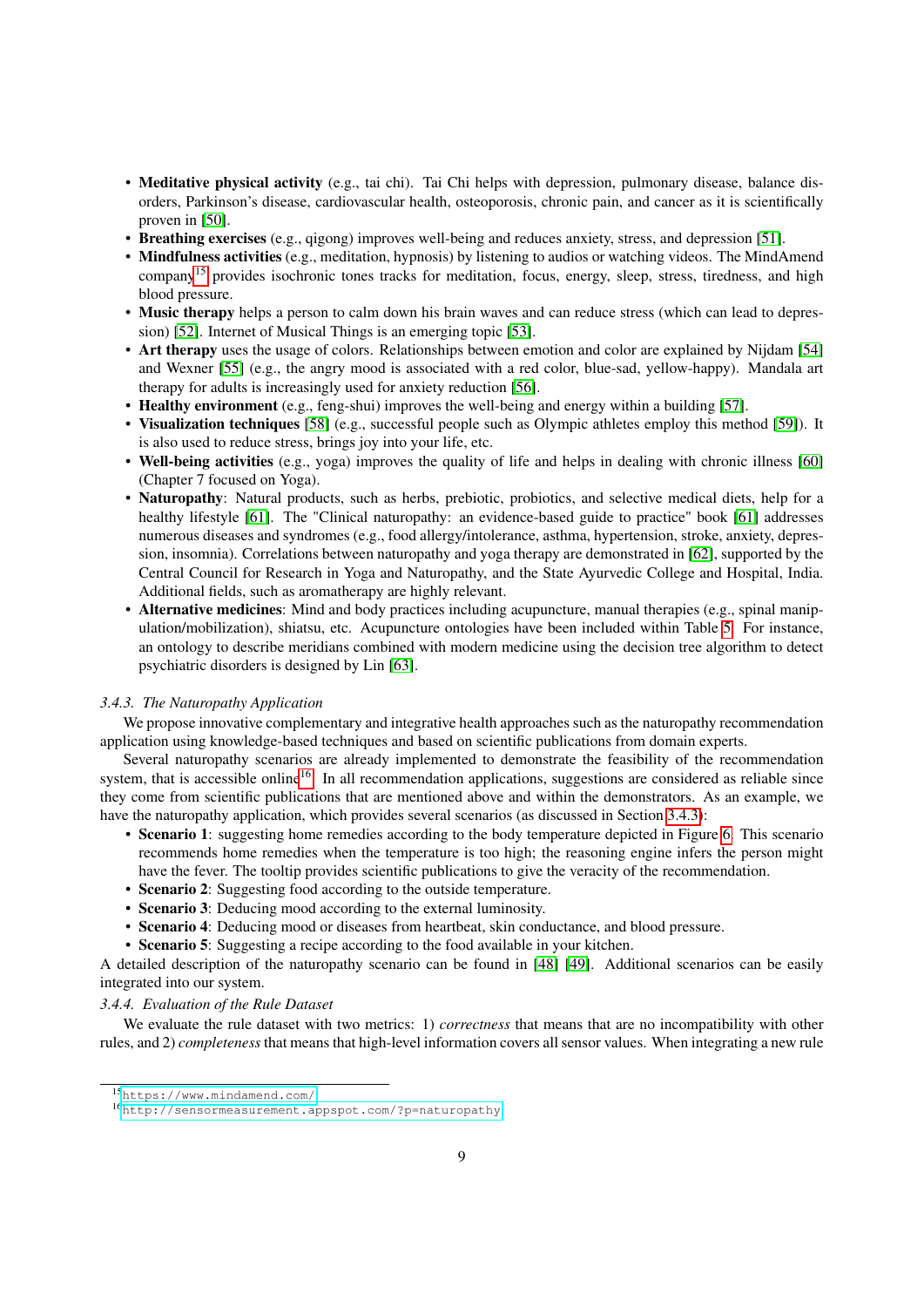- **Meditative physical activity** (e.g., tai chi). Tai Chi helps with depression, pulmonary disease, balance disorders, Parkinson's disease, cardiovascular health, osteoporosis, chronic pain, and cancer as it is scientifically proven in [50].
- **Breathing exercises** (e.g., qigong) improves well-being and reduces anxiety, stress, and depression [51].
- **Mindfulness activities** (e.g., meditation, hypnosis) by listening to audios or watching videos. The MindAmend company[15] provides isochronic tones tracks for meditation, focus, energy, sleep, stress, tiredness, and high blood pressure.
- **Music therapy** helps a person to calm down his brain waves and can reduce stress (which can lead to depression) [52]. Internet of Musical Things is an emerging topic [53].
- **Art therapy** uses the usage of colors. Relationships between emotion and color are explained by Nijdam [54] and Wexner [55] (e.g., the angry mood is associated with a red color, blue-sad, yellow-happy). Mandala art therapy for adults is increasingly used for anxiety reduction [56].
- **Healthy environment** (e.g., feng-shui) improves the well-being and energy within a building [57].
- **Visualization techniques** [58] (e.g., successful people such as Olympic athletes employ this method [59]). It is also used to reduce stress, brings joy into your life, etc.
- **Well-being activities** (e.g., yoga) improves the quality of life and helps in dealing with chronic illness [60] (Chapter 7 focused on Yoga).
- **Naturopathy**: Natural products, such as herbs, prebiotic, probiotics, and selective medical diets, help for a healthy lifestyle [61]. The "Clinical naturopathy: an evidence-based guide to practice" book [61] addresses numerous diseases and syndromes (e.g., food allergy/intolerance, asthma, hypertension, stroke, anxiety, depression, insomnia). Correlations between naturopathy and yoga therapy are demonstrated in [62], supported by the Central Council for Research in Yoga and Naturopathy, and the State Ayurvedic College and Hospital, India. Additional fields, such as aromatherapy are highly relevant.
- **Alternative medicines**: Mind and body practices including acupuncture, manual therapies (e.g., spinal manipulation/mobilization), shiatsu, etc. Acupuncture ontologies have been included within Table 5. For instance, an ontology to describe meridians combined with modern medicine using the decision tree algorithm to detect psychiatric disorders is designed by Lin [63].

### 3.4.3. The Naturopathy Application

We propose innovative complementary and integrative health approaches such as the naturopathy recommendation application using knowledge-based techniques and based on scientific publications from domain experts.

Several naturopathy scenarios are already implemented to demonstrate the feasibility of the recommendation system, that is accessible online[16]. In all recommendation applications, suggestions are considered as reliable since they come from scientific publications that are mentioned above and within the demonstrators. As an example, we have the naturopathy application, which provides several scenarios (as discussed in Section 3.4.3):

- **Scenario 1**: suggesting home remedies according to the body temperature depicted in Figure 6. This scenario recommends home remedies when the temperature is too high; the reasoning engine infers the person might have the fever. The tooltip provides scientific publications to give the veracity of the recommendation.
- **Scenario 2**: Suggesting food according to the outside temperature.
- **Scenario 3**: Deducing mood according to the external luminosity.
- **Scenario 4**: Deducing mood or diseases from heartbeat, skin conductance, and blood pressure.
- **Scenario 5**: Suggesting a recipe according to the food available in your kitchen.

A detailed description of the naturopathy scenario can be found in [48] [49]. Additional scenarios can be easily integrated into our system.

### 3.4.4. Evaluation of the Rule Dataset

We evaluate the rule dataset with two metrics: 1) *correctness* that means that are no incompatibility with other rules, and 2) *completeness* that means that high-level information covers all sensor values. When integrating a new rule

[15] https://www.mindamend.com/

[16] http://sensormeasurement.appspot.com/?p=naturopathy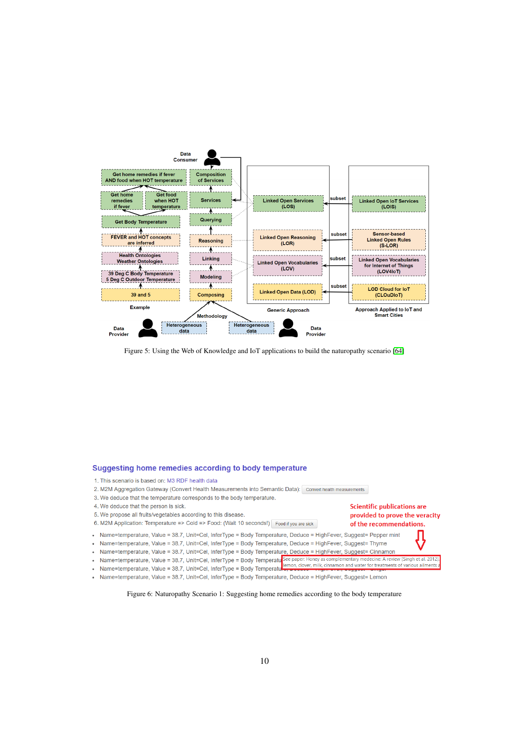Figure 5: Using the Web of Knowledge and IoT applications to build the naturopathy scenario [64]

Figure 6: Naturopathy Scenario 1: Suggesting home remedies according to the body temperature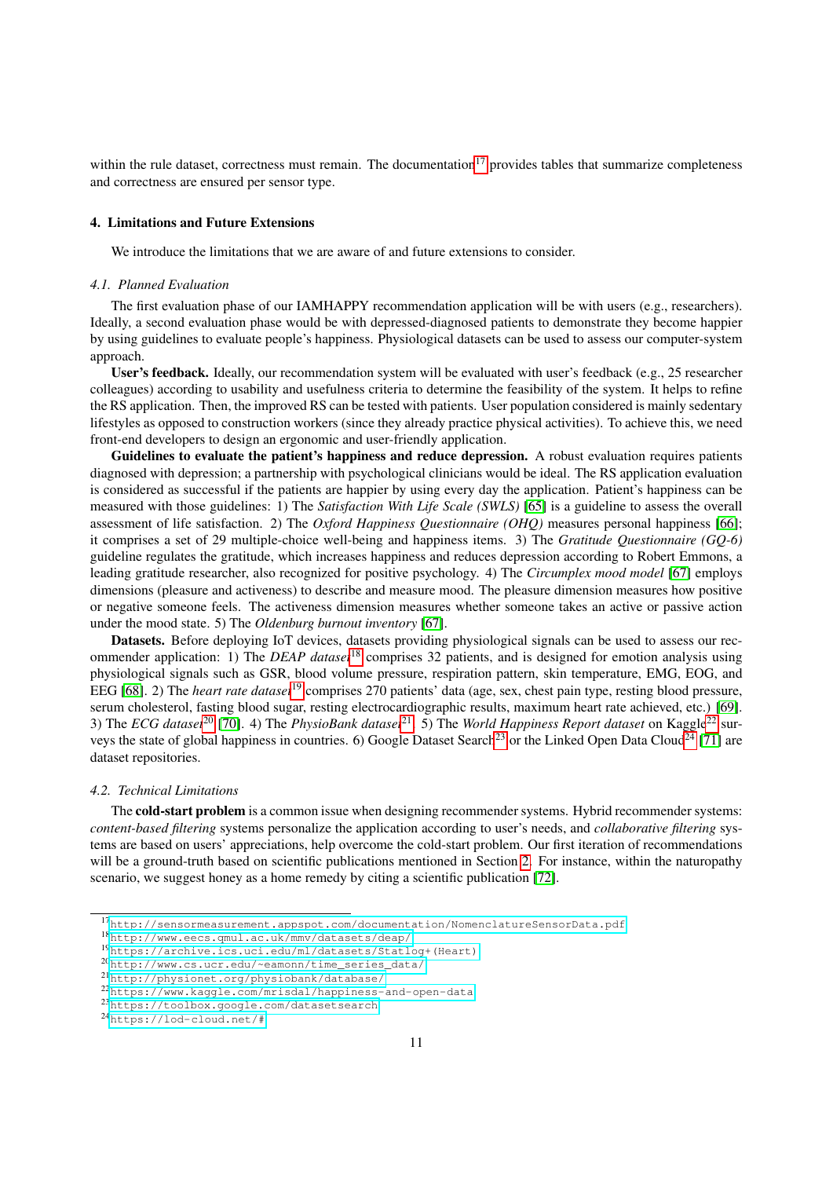within the rule dataset, correctness must remain. The documentation[17] provides tables that summarize completeness and correctness are ensured per sensor type.

## 4. Limitations and Future Extensions

We introduce the limitations that we are aware of and future extensions to consider.

### 4.1. Planned Evaluation

The first evaluation phase of our IAMHAPPY recommendation application will be with users (e.g., researchers). Ideally, a second evaluation phase would be with depressed-diagnosed patients to demonstrate they become happier by using guidelines to evaluate people's happiness. Physiological datasets can be used to assess our computer-system approach.

**User's feedback.** Ideally, our recommendation system will be evaluated with user's feedback (e.g., 25 researcher colleagues) according to usability and usefulness criteria to determine the feasibility of the system. It helps to refine the RS application. Then, the improved RS can be tested with patients. User population considered is mainly sedentary lifestyles as opposed to construction workers (since they already practice physical activities). To achieve this, we need front-end developers to design an ergonomic and user-friendly application.

**Guidelines to evaluate the patient's happiness and reduce depression.** A robust evaluation requires patients diagnosed with depression; a partnership with psychological clinicians would be ideal. The RS application evaluation is considered as successful if the patients are happier by using every day the application. Patient's happiness can be measured with those guidelines: 1) The *Satisfaction With Life Scale (SWLS)* [65] is a guideline to assess the overall assessment of life satisfaction. 2) The *Oxford Happiness Questionnaire (OHQ)* measures personal happiness [66]; it comprises a set of 29 multiple-choice well-being and happiness items. 3) The *Gratitude Questionnaire (GQ-6)* guideline regulates the gratitude, which increases happiness and reduces depression according to Robert Emmons, a leading gratitude researcher, also recognized for positive psychology. 4) The *Circumplex mood model* [67] employs dimensions (pleasure and activeness) to describe and measure mood. The pleasure dimension measures how positive or negative someone feels. The activeness dimension measures whether someone takes an active or passive action under the mood state. 5) The *Oldenburg burnout inventory* [67].

**Datasets.** Before deploying IoT devices, datasets providing physiological signals can be used to assess our recommender application: 1) The *DEAP dataset*[18] comprises 32 patients, and is designed for emotion analysis using physiological signals such as GSR, blood volume pressure, respiration pattern, skin temperature, EMG, EOG, and EEG [68]. 2) The *heart rate dataset*[19] comprises 270 patients' data (age, sex, chest pain type, resting blood pressure, serum cholesterol, fasting blood sugar, resting electrocardiographic results, maximum heart rate achieved, etc.) [69]. 3) The *ECG dataset*[20] [70]. 4) The *PhysioBank dataset*[21]. 5) The *World Happiness Report dataset* on Kaggle[22] surveys the state of global happiness in countries. 6) Google Dataset Search[23] or the Linked Open Data Cloud[24] [71] are dataset repositories.

### 4.2. Technical Limitations

The **cold-start problem** is a common issue when designing recommender systems. Hybrid recommender systems: *content-based filtering* systems personalize the application according to user's needs, and *collaborative filtering* systems are based on users' appreciations, help overcome the cold-start problem. Our first iteration of recommendations will be a ground-truth based on scientific publications mentioned in Section 2. For instance, within the naturopathy scenario, we suggest honey as a home remedy by citing a scientific publication [72].

---

[17] http://sensormeasurement.appspot.com/documentation/NomenclatureSensorData.pdf
[18] http://www.eecs.qmul.ac.uk/mmv/datasets/deap/
[19] https://archive.ics.uci.edu/ml/datasets/Statlog+(Heart)
[20] http://www.cs.ucr.edu/~eamonn/time_series_data/
[21] http://physionet.org/physiobank/database/
[22] https://www.kaggle.com/mrisdal/happiness-and-open-data
[23] https://toolbox.google.com/datasetsearch
[24] https://lod-cloud.net/#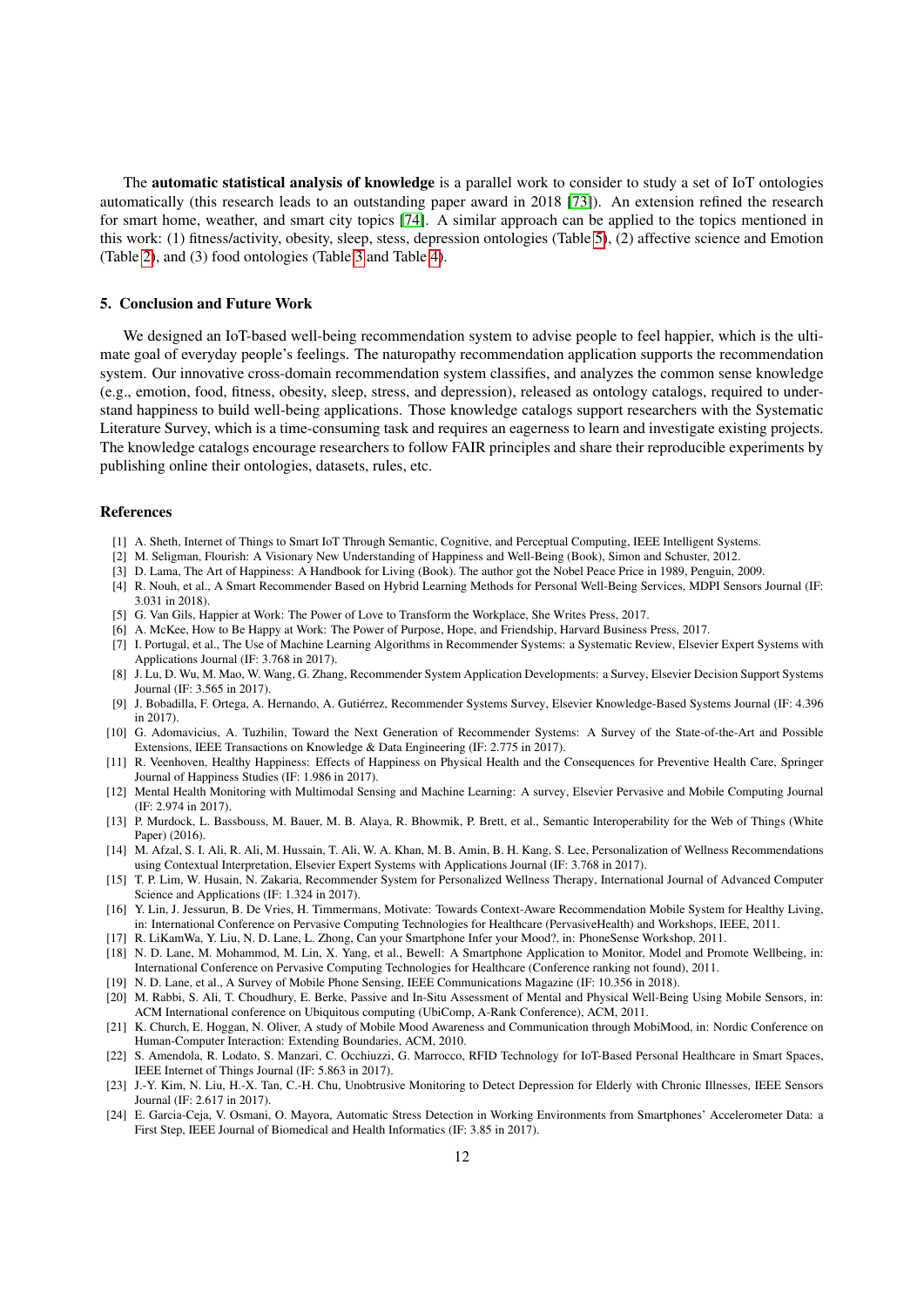The **automatic statistical analysis of knowledge** is a parallel work to consider to study a set of IoT ontologies automatically (this research leads to an outstanding paper award in 2018 [73]). An extension refined the research for smart home, weather, and smart city topics [74]. A similar approach can be applied to the topics mentioned in this work: (1) fitness/activity, obesity, sleep, stess, depression ontologies (Table 5), (2) affective science and Emotion (Table 2), and (3) food ontologies (Table 3 and Table 4).

## 5. Conclusion and Future Work

We designed an IoT-based well-being recommendation system to advise people to feel happier, which is the ultimate goal of everyday people's feelings. The naturopathy recommendation application supports the recommendation system. Our innovative cross-domain recommendation system classifies, and analyzes the common sense knowledge (e.g., emotion, food, fitness, obesity, sleep, stress, and depression), released as ontology catalogs, required to understand happiness to build well-being applications. Those knowledge catalogs support researchers with the Systematic Literature Survey, which is a time-consuming task and requires an eagerness to learn and investigate existing projects. The knowledge catalogs encourage researchers to follow FAIR principles and share their reproducible experiments by publishing online their ontologies, datasets, rules, etc.

## References

- [1] A. Sheth, Internet of Things to Smart IoT Through Semantic, Cognitive, and Perceptual Computing, IEEE Intelligent Systems.
- [2] M. Seligman, Flourish: A Visionary New Understanding of Happiness and Well-Being (Book), Simon and Schuster, 2012.
- [3] D. Lama, The Art of Happiness: A Handbook for Living (Book). The author got the Nobel Peace Price in 1989, Penguin, 2009.
- [4] R. Nouh, et al., A Smart Recommender Based on Hybrid Learning Methods for Personal Well-Being Services, MDPI Sensors Journal (IF: 3.031 in 2018).
- [5] G. Van Gils, Happier at Work: The Power of Love to Transform the Workplace, She Writes Press, 2017.
- [6] A. McKee, How to Be Happy at Work: The Power of Purpose, Hope, and Friendship, Harvard Business Press, 2017.
- [7] I. Portugal, et al., The Use of Machine Learning Algorithms in Recommender Systems: a Systematic Review, Elsevier Expert Systems with Applications Journal (IF: 3.768 in 2017).
- [8] J. Lu, D. Wu, M. Mao, W. Wang, G. Zhang, Recommender System Application Developments: a Survey, Elsevier Decision Support Systems Journal (IF: 3.565 in 2017).
- [9] J. Bobadilla, F. Ortega, A. Hernando, A. Gutiérrez, Recommender Systems Survey, Elsevier Knowledge-Based Systems Journal (IF: 4.396 in 2017).
- [10] G. Adomavicius, A. Tuzhilin, Toward the Next Generation of Recommender Systems: A Survey of the State-of-the-Art and Possible Extensions, IEEE Transactions on Knowledge & Data Engineering (IF: 2.775 in 2017).
- [11] R. Veenhoven, Healthy Happiness: Effects of Happiness on Physical Health and the Consequences for Preventive Health Care, Springer Journal of Happiness Studies (IF: 1.986 in 2017).
- [12] Mental Health Monitoring with Multimodal Sensing and Machine Learning: A survey, Elsevier Pervasive and Mobile Computing Journal (IF: 2.974 in 2017).
- [13] P. Murdock, L. Bassbouss, M. Bauer, M. B. Alaya, R. Bhowmik, P. Brett, et al., Semantic Interoperability for the Web of Things (White Paper) (2016).
- [14] M. Afzal, S. I. Ali, R. Ali, M. Hussain, T. Ali, W. A. Khan, M. B. Amin, B. H. Kang, S. Lee, Personalization of Wellness Recommendations using Contextual Interpretation, Elsevier Expert Systems with Applications Journal (IF: 3.768 in 2017).
- [15] T. P. Lim, W. Husain, N. Zakaria, Recommender System for Personalized Wellness Therapy, International Journal of Advanced Computer Science and Applications (IF: 1.324 in 2017).
- [16] Y. Lin, J. Jessurun, B. De Vries, H. Timmermans, Motivate: Towards Context-Aware Recommendation Mobile System for Healthy Living, in: International Conference on Pervasive Computing Technologies for Healthcare (PervasiveHealth) and Workshops, IEEE, 2011.
- [17] R. LiKamWa, Y. Liu, N. D. Lane, L. Zhong, Can your Smartphone Infer your Mood?, in: PhoneSense Workshop, 2011.
- [18] N. D. Lane, M. Mohammod, M. Lin, X. Yang, et al., Bewell: A Smartphone Application to Monitor, Model and Promote Wellbeing, in: International Conference on Pervasive Computing Technologies for Healthcare (Conference ranking not found), 2011.
- [19] N. D. Lane, et al., A Survey of Mobile Phone Sensing, IEEE Communications Magazine (IF: 10.356 in 2018).
- [20] M. Rabbi, S. Ali, T. Choudhury, E. Berke, Passive and In-Situ Assessment of Mental and Physical Well-Being Using Mobile Sensors, in: ACM International conference on Ubiquitous computing (UbiComp, A-Rank Conference), ACM, 2011.
- [21] K. Church, E. Hoggan, N. Oliver, A study of Mobile Mood Awareness and Communication through MobiMood, in: Nordic Conference on Human-Computer Interaction: Extending Boundaries, ACM, 2010.
- [22] S. Amendola, R. Lodato, S. Manzari, C. Occhiuzzi, G. Marrocco, RFID Technology for IoT-Based Personal Healthcare in Smart Spaces, IEEE Internet of Things Journal (IF: 5.863 in 2017).
- [23] J.-Y. Kim, N. Liu, H.-X. Tan, C.-H. Chu, Unobtrusive Monitoring to Detect Depression for Elderly with Chronic Illnesses, IEEE Sensors Journal (IF: 2.617 in 2017).
- [24] E. Garcia-Ceja, V. Osmani, O. Mayora, Automatic Stress Detection in Working Environments from Smartphones' Accelerometer Data: a First Step, IEEE Journal of Biomedical and Health Informatics (IF: 3.85 in 2017).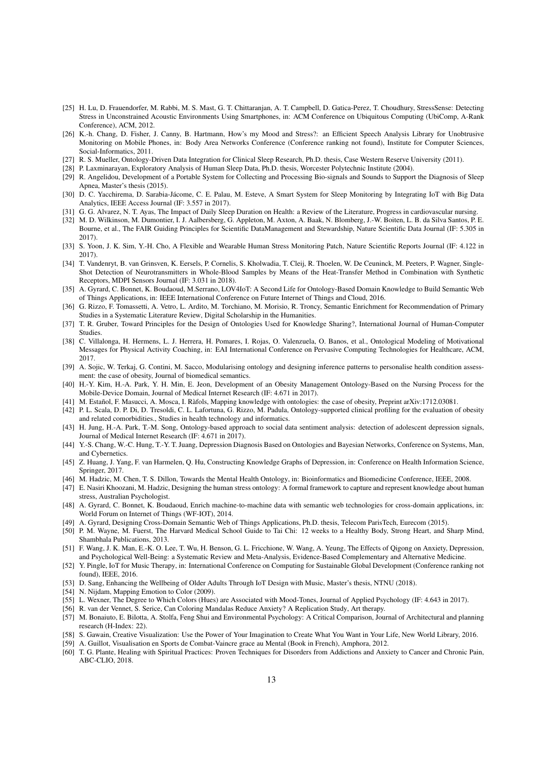[25] H. Lu, D. Frauendorfer, M. Rabbi, M. S. Mast, G. T. Chittaranjan, A. T. Campbell, D. Gatica-Perez, T. Choudhury, StressSense: Detecting Stress in Unconstrained Acoustic Environments Using Smartphones, in: ACM Conference on Ubiquitous Computing (UbiComp, A-Rank Conference), ACM, 2012.

[26] K.-h. Chang, D. Fisher, J. Canny, B. Hartmann, How's my Mood and Stress?: an Efficient Speech Analysis Library for Unobtrusive Monitoring on Mobile Phones, in: Body Area Networks Conference (Conference ranking not found), Institute for Computer Sciences, Social-Informatics, 2011.

[27] R. S. Mueller, Ontology-Driven Data Integration for Clinical Sleep Research, Ph.D. thesis, Case Western Reserve University (2011).

[28] P. Laxminarayan, Exploratory Analysis of Human Sleep Data, Ph.D. thesis, Worcester Polytechnic Institute (2004).

[29] R. Angelidou, Development of a Portable System for Collecting and Processing Bio-signals and Sounds to Support the Diagnosis of Sleep Apnea, Master's thesis (2015).

[30] D. C. Yacchirema, D. Sarabia-Jácome, C. E. Palau, M. Esteve, A Smart System for Sleep Monitoring by Integrating IoT with Big Data Analytics, IEEE Access Journal (IF: 3.557 in 2017).

[31] G. G. Alvarez, N. T. Ayas, The Impact of Daily Sleep Duration on Health: a Review of the Literature, Progress in cardiovascular nursing.

[32] M. D. Wilkinson, M. Dumontier, I. J. Aalbersberg, G. Appleton, M. Axton, A. Baak, N. Blomberg, J.-W. Boiten, L. B. da Silva Santos, P. E. Bourne, et al., The FAIR Guiding Principles for Scientific DataManagement and Stewardship, Nature Scientific Data Journal (IF: 5.305 in 2017).

[33] S. Yoon, J. K. Sim, Y.-H. Cho, A Flexible and Wearable Human Stress Monitoring Patch, Nature Scientific Reports Journal (IF: 4.122 in 2017).

[34] T. Vandenryt, B. van Grinsven, K. Eersels, P. Cornelis, S. Kholwadia, T. Cleij, R. Thoelen, W. De Ceuninck, M. Peeters, P. Wagner, Single-Shot Detection of Neurotransmitters in Whole-Blood Samples by Means of the Heat-Transfer Method in Combination with Synthetic Receptors, MDPI Sensors Journal (IF: 3.031 in 2018).

[35] A. Gyrard, C. Bonnet, K. Boudaoud, M.Serrano, LOV4IoT: A Second Life for Ontology-Based Domain Knowledge to Build Semantic Web of Things Applications, in: IEEE International Conference on Future Internet of Things and Cloud, 2016.

[36] G. Rizzo, F. Tomassetti, A. Vetro, L. Ardito, M. Torchiano, M. Morisio, R. Troncy, Semantic Enrichment for Recommendation of Primary Studies in a Systematic Literature Review, Digital Scholarship in the Humanities.

[37] T. R. Gruber, Toward Principles for the Design of Ontologies Used for Knowledge Sharing?, International Journal of Human-Computer Studies.

[38] C. Villalonga, H. Hermens, L. J. Herrera, H. Pomares, I. Rojas, O. Valenzuela, O. Banos, et al., Ontological Modeling of Motivational Messages for Physical Activity Coaching, in: EAI International Conference on Pervasive Computing Technologies for Healthcare, ACM, 2017.

[39] A. Sojic, W. Terkaj, G. Contini, M. Sacco, Modularising ontology and designing inference patterns to personalise health condition assessment: the case of obesity, Journal of biomedical semantics.

[40] H.-Y. Kim, H.-A. Park, Y. H. Min, E. Jeon, Development of an Obesity Management Ontology-Based on the Nursing Process for the Mobile-Device Domain, Journal of Medical Internet Research (IF: 4.671 in 2017).

[41] M. Estañol, F. Masucci, A. Mosca, I. Ràfols, Mapping knowledge with ontologies: the case of obesity, Preprint arXiv:1712.03081.

[42] P. L. Scala, D. P. Di, D. Tresoldi, C. L. Lafortuna, G. Rizzo, M. Padula, Ontology-supported clinical profiling for the evaluation of obesity and related comorbidities., Studies in health technology and informatics.

[43] H. Jung, H.-A. Park, T.-M. Song, Ontology-based approach to social data sentiment analysis: detection of adolescent depression signals, Journal of Medical Internet Research (IF: 4.671 in 2017).

[44] Y.-S. Chang, W.-C. Hung, T.-Y. T. Juang, Depression Diagnosis Based on Ontologies and Bayesian Networks, Conference on Systems, Man, and Cybernetics.

[45] Z. Huang, J. Yang, F. van Harmelen, Q. Hu, Constructing Knowledge Graphs of Depression, in: Conference on Health Information Science, Springer, 2017.

[46] M. Hadzic, M. Chen, T. S. Dillon, Towards the Mental Health Ontology, in: Bioinformatics and Biomedicine Conference, IEEE, 2008.

[47] E. Nasiri Khoozani, M. Hadzic, Designing the human stress ontology: A formal framework to capture and represent knowledge about human stress, Australian Psychologist.

[48] A. Gyrard, C. Bonnet, K. Boudaoud, Enrich machine-to-machine data with semantic web technologies for cross-domain applications, in: World Forum on Internet of Things (WF-IOT), 2014.

[49] A. Gyrard, Designing Cross-Domain Semantic Web of Things Applications, Ph.D. thesis, Telecom ParisTech, Eurecom (2015).

[50] P. M. Wayne, M. Fuerst, The Harvard Medical School Guide to Tai Chi: 12 weeks to a Healthy Body, Strong Heart, and Sharp Mind, Shambhala Publications, 2013.

[51] F. Wang, J. K. Man, E.-K. O. Lee, T. Wu, H. Benson, G. L. Fricchione, W. Wang, A. Yeung, The Effects of Qigong on Anxiety, Depression, and Psychological Well-Being: a Systematic Review and Meta-Analysis, Evidence-Based Complementary and Alternative Medicine.

[52] Y. Pingle, IoT for Music Therapy, in: International Conference on Computing for Sustainable Global Development (Conference ranking not found), IEEE, 2016.

[53] D. Sang, Enhancing the Wellbeing of Older Adults Through IoT Design with Music, Master's thesis, NTNU (2018).

[54] N. Nijdam, Mapping Emotion to Color (2009).

[55] L. Wexner, The Degree to Which Colors (Hues) are Associated with Mood-Tones, Journal of Applied Psychology (IF: 4.643 in 2017).

[56] R. van der Vennet, S. Serice, Can Coloring Mandalas Reduce Anxiety? A Replication Study, Art therapy.

[57] M. Bonaiuto, E. Bilotta, A. Stolfa, Feng Shui and Environmental Psychology: A Critical Comparison, Journal of Architectural and planning research (H-Index: 22).

[58] S. Gawain, Creative Visualization: Use the Power of Your Imagination to Create What You Want in Your Life, New World Library, 2016.

[59] A. Guillot, Visualisation en Sports de Combat-Vaincre grace au Mental (Book in French), Amphora, 2012.

[60] T. G. Plante, Healing with Spiritual Practices: Proven Techniques for Disorders from Addictions and Anxiety to Cancer and Chronic Pain, ABC-CLIO, 2018.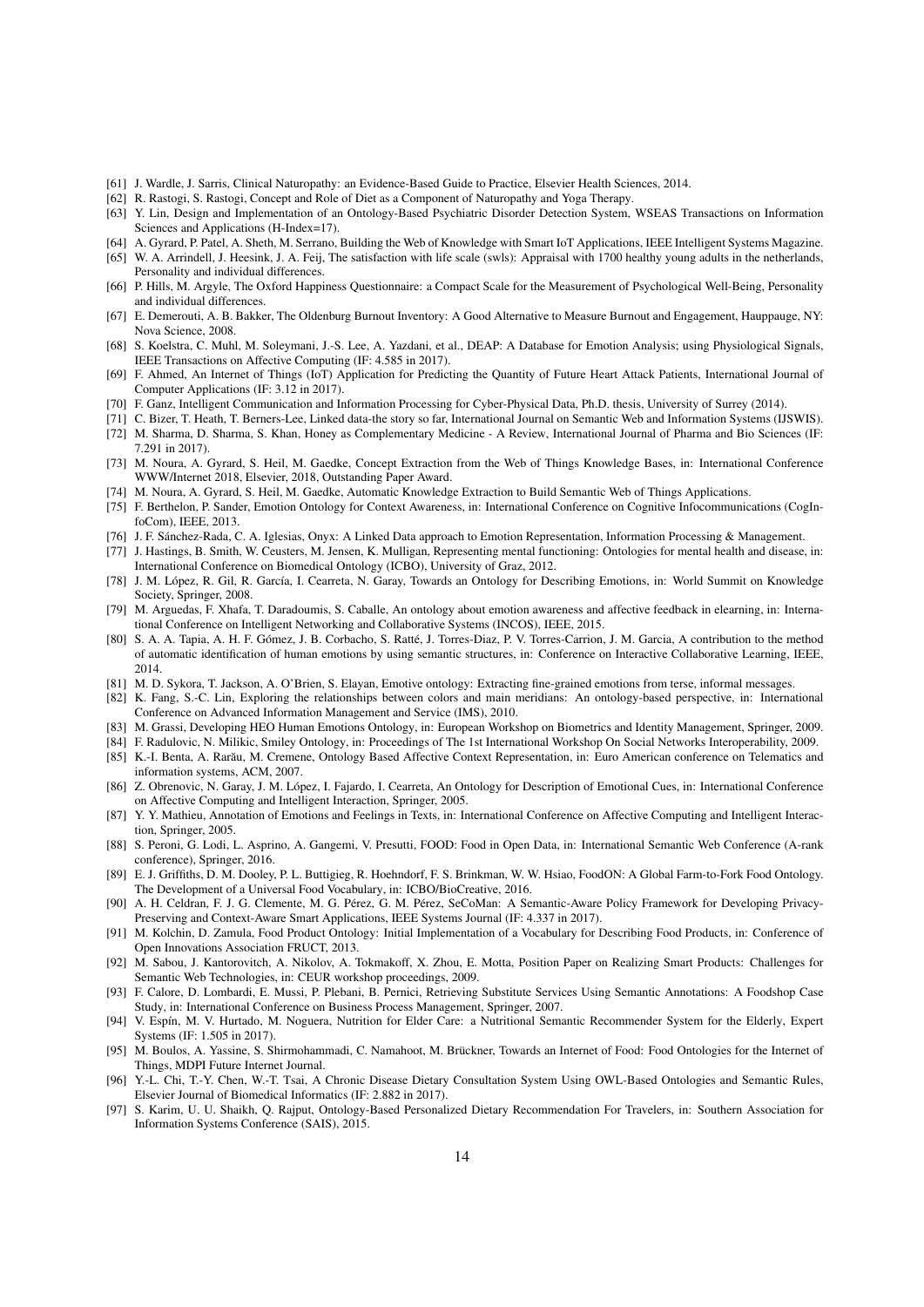- [61] J. Wardle, J. Sarris, Clinical Naturopathy: an Evidence-Based Guide to Practice, Elsevier Health Sciences, 2014.
- [62] R. Rastogi, S. Rastogi, Concept and Role of Diet as a Component of Naturopathy and Yoga Therapy.
- [63] Y. Lin, Design and Implementation of an Ontology-Based Psychiatric Disorder Detection System, WSEAS Transactions on Information Sciences and Applications (H-Index=17).
- [64] A. Gyrard, P. Patel, A. Sheth, M. Serrano, Building the Web of Knowledge with Smart IoT Applications, IEEE Intelligent Systems Magazine.
- [65] W. A. Arrindell, J. Heesink, J. A. Feij, The satisfaction with life scale (swls): Appraisal with 1700 healthy young adults in the netherlands, Personality and individual differences.
- [66] P. Hills, M. Argyle, The Oxford Happiness Questionnaire: a Compact Scale for the Measurement of Psychological Well-Being, Personality and individual differences.
- [67] E. Demerouti, A. B. Bakker, The Oldenburg Burnout Inventory: A Good Alternative to Measure Burnout and Engagement, Hauppauge, NY: Nova Science, 2008.
- [68] S. Koelstra, C. Muhl, M. Soleymani, J.-S. Lee, A. Yazdani, et al., DEAP: A Database for Emotion Analysis; using Physiological Signals, IEEE Transactions on Affective Computing (IF: 4.585 in 2017).
- [69] F. Ahmed, An Internet of Things (IoT) Application for Predicting the Quantity of Future Heart Attack Patients, International Journal of Computer Applications (IF: 3.12 in 2017).
- [70] F. Ganz, Intelligent Communication and Information Processing for Cyber-Physical Data, Ph.D. thesis, University of Surrey (2014).
- [71] C. Bizer, T. Heath, T. Berners-Lee, Linked data-the story so far, International Journal on Semantic Web and Information Systems (IJSWIS).
- [72] M. Sharma, D. Sharma, S. Khan, Honey as Complementary Medicine - A Review, International Journal of Pharma and Bio Sciences (IF: 7.291 in 2017).
- [73] M. Noura, A. Gyrard, S. Heil, M. Gaedke, Concept Extraction from the Web of Things Knowledge Bases, in: International Conference WWW/Internet 2018, Elsevier, 2018, Outstanding Paper Award.
- [74] M. Noura, A. Gyrard, S. Heil, M. Gaedke, Automatic Knowledge Extraction to Build Semantic Web of Things Applications.
- [75] F. Berthelon, P. Sander, Emotion Ontology for Context Awareness, in: International Conference on Cognitive Infocommunications (CogInfoCom), IEEE, 2013.
- [76] J. F. Sánchez-Rada, C. A. Iglesias, Onyx: A Linked Data approach to Emotion Representation, Information Processing & Management.
- [77] J. Hastings, B. Smith, W. Ceusters, M. Jensen, K. Mulligan, Representing mental functioning: Ontologies for mental health and disease, in: International Conference on Biomedical Ontology (ICBO), University of Graz, 2012.
- [78] J. M. López, R. Gil, R. García, I. Cearreta, N. Garay, Towards an Ontology for Describing Emotions, in: World Summit on Knowledge Society, Springer, 2008.
- [79] M. Arguedas, F. Xhafa, T. Daradoumis, S. Caballe, An ontology about emotion awareness and affective feedback in elearning, in: International Conference on Intelligent Networking and Collaborative Systems (INCOS), IEEE, 2015.
- [80] S. A. A. Tapia, A. H. F. Gómez, J. B. Corbacho, S. Ratté, J. Torres-Diaz, P. V. Torres-Carrion, J. M. Garcia, A contribution to the method of automatic identification of human emotions by using semantic structures, in: Conference on Interactive Collaborative Learning, IEEE, 2014.
- [81] M. D. Sykora, T. Jackson, A. O'Brien, S. Elayan, Emotive ontology: Extracting fine-grained emotions from terse, informal messages.
- [82] K. Fang, S.-C. Lin, Exploring the relationships between colors and main meridians: An ontology-based perspective, in: International Conference on Advanced Information Management and Service (IMS), 2010.
- [83] M. Grassi, Developing HEO Human Emotions Ontology, in: European Workshop on Biometrics and Identity Management, Springer, 2009.
- [84] F. Radulovic, N. Milikic, Smiley Ontology, in: Proceedings of The 1st International Workshop On Social Networks Interoperability, 2009.
- [85] K.-I. Benta, A. Rarău, M. Cremene, Ontology Based Affective Context Representation, in: Euro American conference on Telematics and information systems, ACM, 2007.
- [86] Z. Obrenovic, N. Garay, J. M. López, I. Fajardo, I. Cearreta, An Ontology for Description of Emotional Cues, in: International Conference on Affective Computing and Intelligent Interaction, Springer, 2005.
- [87] Y. Y. Mathieu, Annotation of Emotions and Feelings in Texts, in: International Conference on Affective Computing and Intelligent Interaction, Springer, 2005.
- [88] S. Peroni, G. Lodi, L. Asprino, A. Gangemi, V. Presutti, FOOD: Food in Open Data, in: International Semantic Web Conference (A-rank conference), Springer, 2016.
- [89] E. J. Griffiths, D. M. Dooley, P. L. Buttigieg, R. Hoehndorf, F. S. Brinkman, W. W. Hsiao, FoodON: A Global Farm-to-Fork Food Ontology. The Development of a Universal Food Vocabulary, in: ICBO/BioCreative, 2016.
- [90] A. H. Celdran, F. J. G. Clemente, M. G. Pérez, G. M. Pérez, SeCoMan: A Semantic-Aware Policy Framework for Developing Privacy-Preserving and Context-Aware Smart Applications, IEEE Systems Journal (IF: 4.337 in 2017).
- [91] M. Kolchin, D. Zamula, Food Product Ontology: Initial Implementation of a Vocabulary for Describing Food Products, in: Conference of Open Innovations Association FRUCT, 2013.
- [92] M. Sabou, J. Kantorovitch, A. Nikolov, A. Tokmakoff, X. Zhou, E. Motta, Position Paper on Realizing Smart Products: Challenges for Semantic Web Technologies, in: CEUR workshop proceedings, 2009.
- [93] F. Calore, D. Lombardi, E. Mussi, P. Plebani, B. Pernici, Retrieving Substitute Services Using Semantic Annotations: A Foodshop Case Study, in: International Conference on Business Process Management, Springer, 2007.
- [94] V. Espín, M. V. Hurtado, M. Noguera, Nutrition for Elder Care: a Nutritional Semantic Recommender System for the Elderly, Expert Systems (IF: 1.505 in 2017).
- [95] M. Boulos, A. Yassine, S. Shirmohammadi, C. Namahoot, M. Brückner, Towards an Internet of Food: Food Ontologies for the Internet of Things, MDPI Future Internet Journal.
- [96] Y.-L. Chi, T.-Y. Chen, W.-T. Tsai, A Chronic Disease Dietary Consultation System Using OWL-Based Ontologies and Semantic Rules, Elsevier Journal of Biomedical Informatics (IF: 2.882 in 2017).
- [97] S. Karim, U. U. Shaikh, Q. Rajput, Ontology-Based Personalized Dietary Recommendation For Travelers, in: Southern Association for Information Systems Conference (SAIS), 2015.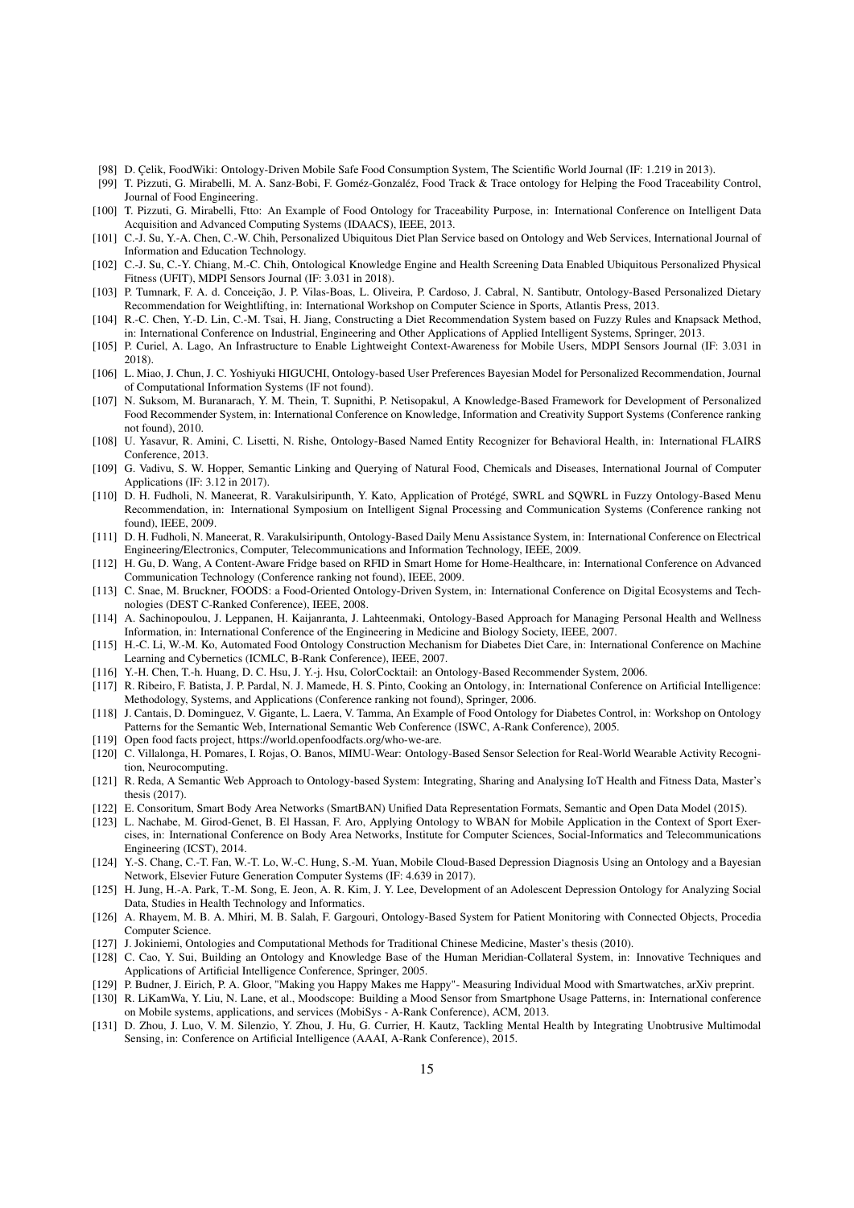- [98] D. Çelik, FoodWiki: Ontology-Driven Mobile Safe Food Consumption System, The Scientific World Journal (IF: 1.219 in 2013).
- [99] T. Pizzuti, G. Mirabelli, M. A. Sanz-Bobi, F. Goméz-Gonzaléz, Food Track & Trace ontology for Helping the Food Traceability Control, Journal of Food Engineering.
- [100] T. Pizzuti, G. Mirabelli, Ftto: An Example of Food Ontology for Traceability Purpose, in: International Conference on Intelligent Data Acquisition and Advanced Computing Systems (IDAACS), IEEE, 2013.
- [101] C.-J. Su, Y.-A. Chen, C.-W. Chih, Personalized Ubiquitous Diet Plan Service based on Ontology and Web Services, International Journal of Information and Education Technology.
- [102] C.-J. Su, C.-Y. Chiang, M.-C. Chih, Ontological Knowledge Engine and Health Screening Data Enabled Ubiquitous Personalized Physical Fitness (UFIT), MDPI Sensors Journal (IF: 3.031 in 2018).
- [103] P. Tumnark, F. A. d. Conceição, J. P. Vilas-Boas, L. Oliveira, P. Cardoso, J. Cabral, N. Santibutr, Ontology-Based Personalized Dietary Recommendation for Weightlifting, in: International Workshop on Computer Science in Sports, Atlantis Press, 2013.
- [104] R.-C. Chen, Y.-D. Lin, C.-M. Tsai, H. Jiang, Constructing a Diet Recommendation System based on Fuzzy Rules and Knapsack Method, in: International Conference on Industrial, Engineering and Other Applications of Applied Intelligent Systems, Springer, 2013.
- [105] P. Curiel, A. Lago, An Infrastructure to Enable Lightweight Context-Awareness for Mobile Users, MDPI Sensors Journal (IF: 3.031 in 2018).
- [106] L. Miao, J. Chun, J. C. Yoshiyuki HIGUCHI, Ontology-based User Preferences Bayesian Model for Personalized Recommendation, Journal of Computational Information Systems (IF not found).
- [107] N. Suksom, M. Buranarach, Y. M. Thein, T. Supnithi, P. Netisopakul, A Knowledge-Based Framework for Development of Personalized Food Recommender System, in: International Conference on Knowledge, Information and Creativity Support Systems (Conference ranking not found), 2010.
- [108] U. Yasavur, R. Amini, C. Lisetti, N. Rishe, Ontology-Based Named Entity Recognizer for Behavioral Health, in: International FLAIRS Conference, 2013.
- [109] G. Vadivu, S. W. Hopper, Semantic Linking and Querying of Natural Food, Chemicals and Diseases, International Journal of Computer Applications (IF: 3.12 in 2017).
- [110] D. H. Fudholi, N. Maneerat, R. Varakulsiripunth, Y. Kato, Application of Protégé, SWRL and SQWRL in Fuzzy Ontology-Based Menu Recommendation, in: International Symposium on Intelligent Signal Processing and Communication Systems (Conference ranking not found), IEEE, 2009.
- [111] D. H. Fudholi, N. Maneerat, R. Varakulsiripunth, Ontology-Based Daily Menu Assistance System, in: International Conference on Electrical Engineering/Electronics, Computer, Telecommunications and Information Technology, IEEE, 2009.
- [112] H. Gu, D. Wang, A Content-Aware Fridge based on RFID in Smart Home for Home-Healthcare, in: International Conference on Advanced Communication Technology (Conference ranking not found), IEEE, 2009.
- [113] C. Snae, M. Bruckner, FOODS: a Food-Oriented Ontology-Driven System, in: International Conference on Digital Ecosystems and Technologies (DEST C-Ranked Conference), IEEE, 2008.
- [114] A. Sachinopoulou, J. Leppanen, H. Kaijanranta, J. Lahteenmaki, Ontology-Based Approach for Managing Personal Health and Wellness Information, in: International Conference of the Engineering in Medicine and Biology Society, IEEE, 2007.
- [115] H.-C. Li, W.-M. Ko, Automated Food Ontology Construction Mechanism for Diabetes Diet Care, in: International Conference on Machine Learning and Cybernetics (ICMLC, B-Rank Conference), IEEE, 2007.
- [116] Y.-H. Chen, T.-h. Huang, D. C. Hsu, J. Y.-j. Hsu, ColorCocktail: an Ontology-Based Recommender System, 2006.
- [117] R. Ribeiro, F. Batista, J. P. Pardal, N. J. Mamede, H. S. Pinto, Cooking an Ontology, in: International Conference on Artificial Intelligence: Methodology, Systems, and Applications (Conference ranking not found), Springer, 2006.
- [118] J. Cantais, D. Dominguez, V. Gigante, L. Laera, V. Tamma, An Example of Food Ontology for Diabetes Control, in: Workshop on Ontology Patterns for the Semantic Web, International Semantic Web Conference (ISWC, A-Rank Conference), 2005.
- [119] Open food facts project, https://world.openfoodfacts.org/who-we-are.
- [120] C. Villalonga, H. Pomares, I. Rojas, O. Banos, MIMU-Wear: Ontology-Based Sensor Selection for Real-World Wearable Activity Recognition, Neurocomputing.
- [121] R. Reda, A Semantic Web Approach to Ontology-based System: Integrating, Sharing and Analysing IoT Health and Fitness Data, Master's thesis (2017).
- [122] E. Consoritum, Smart Body Area Networks (SmartBAN) Unified Data Representation Formats, Semantic and Open Data Model (2015).
- [123] L. Nachabe, M. Girod-Genet, B. El Hassan, F. Aro, Applying Ontology to WBAN for Mobile Application in the Context of Sport Exercises, in: International Conference on Body Area Networks, Institute for Computer Sciences, Social-Informatics and Telecommunications Engineering (ICST), 2014.
- [124] Y.-S. Chang, C.-T. Fan, W.-T. Lo, W.-C. Hung, S.-M. Yuan, Mobile Cloud-Based Depression Diagnosis Using an Ontology and a Bayesian Network, Elsevier Future Generation Computer Systems (IF: 4.639 in 2017).
- [125] H. Jung, H.-A. Park, T.-M. Song, E. Jeon, A. R. Kim, J. Y. Lee, Development of an Adolescent Depression Ontology for Analyzing Social Data, Studies in Health Technology and Informatics.
- [126] A. Rhayem, M. B. A. Mhiri, M. B. Salah, F. Gargouri, Ontology-Based System for Patient Monitoring with Connected Objects, Procedia Computer Science.
- [127] J. Jokiniemi, Ontologies and Computational Methods for Traditional Chinese Medicine, Master's thesis (2010).
- [128] C. Cao, Y. Sui, Building an Ontology and Knowledge Base of the Human Meridian-Collateral System, in: Innovative Techniques and Applications of Artificial Intelligence Conference, Springer, 2005.
- [129] P. Budner, J. Eirich, P. A. Gloor, "Making you Happy Makes me Happy"- Measuring Individual Mood with Smartwatches, arXiv preprint.
- [130] R. LiKamWa, Y. Liu, N. Lane, et al., Moodscope: Building a Mood Sensor from Smartphone Usage Patterns, in: International conference on Mobile systems, applications, and services (MobiSys - A-Rank Conference), ACM, 2013.
- [131] D. Zhou, J. Luo, V. M. Silenzio, Y. Zhou, J. Hu, G. Currier, H. Kautz, Tackling Mental Health by Integrating Unobtrusive Multimodal Sensing, in: Conference on Artificial Intelligence (AAAI, A-Rank Conference), 2015.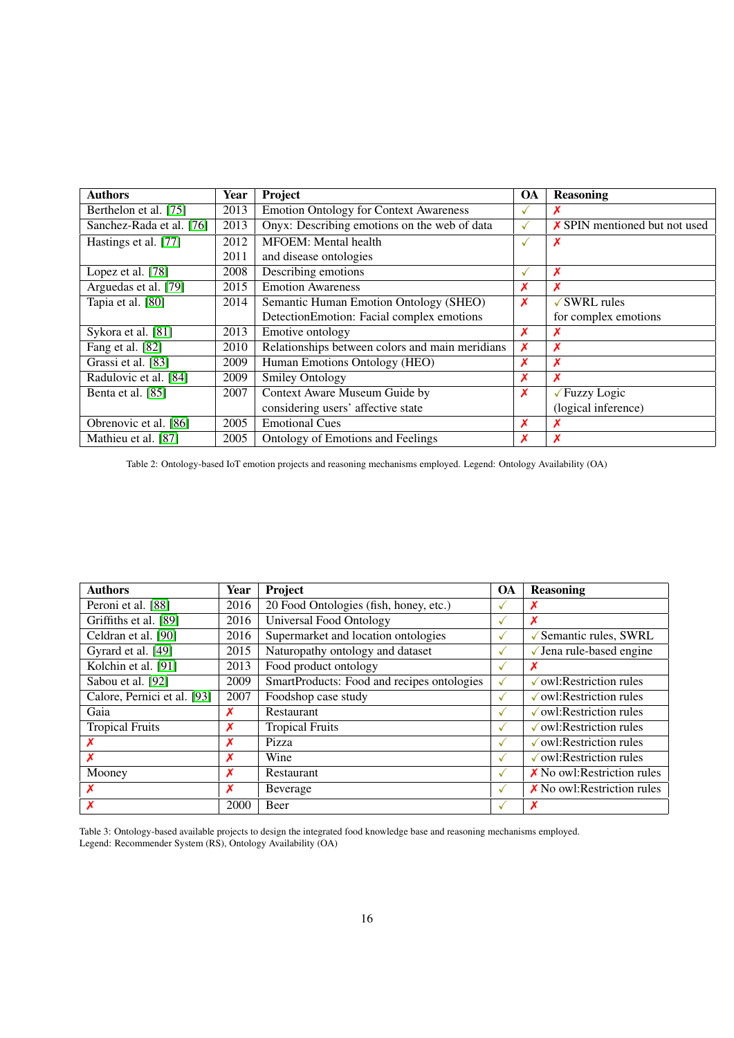| Authors | Year | Project | OA | Reasoning |
|---|---|---|---|---|
| Berthelon et al. [75] | 2013 | Emotion Ontology for Context Awareness | ✓ | ✗ |
| Sanchez-Rada et al. [76] | 2013 | Onyx: Describing emotions on the web of data | ✓ | ✗ SPIN mentioned but not used |
| Hastings et al. [77] | 2012<br>2011 | MFOEM: Mental health<br>and disease ontologies | ✓ | ✗ |
| Lopez et al. [78] | 2008 | Describing emotions | ✓ | ✗ |
| Arguedas et al. [79] | 2015 | Emotion Awareness | ✗ | ✗ |
| Tapia et al. [80] | 2014 | Semantic Human Emotion Ontology (SHEO)<br>DetectionEmotion: Facial complex emotions | ✗ | ✓SWRL rules<br>for complex emotions |
| Sykora et al. [81] | 2013 | Emotive ontology | ✗ | ✗ |
| Fang et al. [82] | 2010 | Relationships between colors and main meridians | ✗ | ✗ |
| Grassi et al. [83] | 2009 | Human Emotions Ontology (HEO) | ✗ | ✗ |
| Radulovic et al. [84] | 2009 | Smiley Ontology | ✗ | ✗ |
| Benta et al. [85] | 2007 | Context Aware Museum Guide by<br>considering users' affective state | ✗ | ✓Fuzzy Logic<br>(logical inference) |
| Obrenovic et al. [86] | 2005 | Emotional Cues | ✗ | ✗ |
| Mathieu et al. [87] | 2005 | Ontology of Emotions and Feelings | ✗ | ✗ |

Table 2: Ontology-based IoT emotion projects and reasoning mechanisms employed. Legend: Ontology Availability (OA)

| Authors | Year | Project | OA | Reasoning |
|---|---|---|---|---|
| Peroni et al. [88] | 2016 | 20 Food Ontologies (fish, honey, etc.) | ✓ | ✗ |
| Griffiths et al. [89] | 2016 | Universal Food Ontology | ✓ | ✗ |
| Celdran et al. [90] | 2016 | Supermarket and location ontologies | ✓ | ✓Semantic rules, SWRL |
| Gyrard et al. [49] | 2015 | Naturopathy ontology and dataset | ✓ | ✓Jena rule-based engine |
| Kolchin et al. [91] | 2013 | Food product ontology | ✓ | ✗ |
| Sabou et al. [92] | 2009 | SmartProducts: Food and recipes ontologies | ✓ | ✓owl:Restriction rules |
| Calore, Pernici et al. [93] | 2007 | Foodshop case study | ✓ | ✓owl:Restriction rules |
| Gaia | ✗ | Restaurant | ✓ | ✓owl:Restriction rules |
| Tropical Fruits | ✗ | Tropical Fruits | ✓ | ✓owl:Restriction rules |
| ✗ | ✗ | Pizza | ✓ | ✓owl:Restriction rules |
| ✗ | ✗ | Wine | ✓ | ✓owl:Restriction rules |
| Mooney | ✗ | Restaurant | ✓ | ✗ No owl:Restriction rules |
| ✗ | ✗ | Beverage | ✓ | ✗ No owl:Restriction rules |
| ✗ | 2000 | Beer | ✓ | ✗ |

Table 3: Ontology-based available projects to design the integrated food knowledge base and reasoning mechanisms employed.
Legend: Recommender System (RS), Ontology Availability (OA)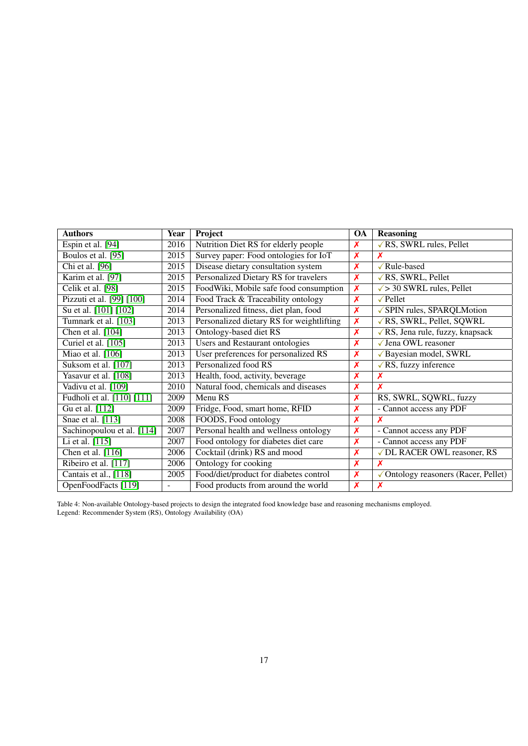| **Authors** | **Year** | **Project** | **OA** | **Reasoning** |
|---|---|---|---|---|
| Espin et al. [94] | 2016 | Nutrition Diet RS for elderly people | ✗ | ✓RS, SWRL rules, Pellet |
| Boulos et al. [95] | 2015 | Survey paper: Food ontologies for IoT | ✗ | ✗ |
| Chi et al. [96] | 2015 | Disease dietary consultation system | ✗ | ✓Rule-based |
| Karim et al. [97] | 2015 | Personalized Dietary RS for travelers | ✗ | ✓RS, SWRL, Pellet |
| Celik et al. [98] | 2015 | FoodWiki, Mobile safe food consumption | ✗ | ✓> 30 SWRL rules, Pellet |
| Pizzuti et al. [99] [100] | 2014 | Food Track & Traceability ontology | ✗ | ✓Pellet |
| Su et al. [101] [102] | 2014 | Personalized fitness, diet plan, food | ✗ | ✓SPIN rules, SPARQLMotion |
| Tumnark et al. [103] | 2013 | Personalized dietary RS for weightlifting | ✗ | ✓RS, SWRL, Pellet, SQWRL |
| Chen et al. [104] | 2013 | Ontology-based diet RS | ✗ | ✓RS, Jena rule, fuzzy, knapsack |
| Curiel et al. [105] | 2013 | Users and Restaurant ontologies | ✗ | ✓Jena OWL reasoner |
| Miao et al. [106] | 2013 | User preferences for personalized RS | ✗ | ✓Bayesian model, SWRL |
| Suksom et al. [107] | 2013 | Personalized food RS | ✗ | ✓RS, fuzzy inference |
| Yasavur et al. [108] | 2013 | Health, food, activity, beverage | ✗ | ✗ |
| Vadivu et al. [109] | 2010 | Natural food, chemicals and diseases | ✗ | ✗ |
| Fudholi et al. [110] [111] | 2009 | Menu RS | ✗ | RS, SWRL, SQWRL, fuzzy |
| Gu et al. [112] | 2009 | Fridge, Food, smart home, RFID | ✗ | - Cannot access any PDF |
| Snae et al. [113] | 2008 | FOODS, Food ontology | ✗ | ✗ |
| Sachinopoulou et al. [114] | 2007 | Personal health and wellness ontology | ✗ | - Cannot access any PDF |
| Li et al. [115] | 2007 | Food ontology for diabetes diet care | ✗ | - Cannot access any PDF |
| Chen et al. [116] | 2006 | Cocktail (drink) RS and mood | ✗ | ✓DL RACER OWL reasoner, RS |
| Ribeiro et al. [117] | 2006 | Ontology for cooking | ✗ | ✗ |
| Cantais et al., [118] | 2005 | Food/diet/product for diabetes control | ✗ | ✓Ontology reasoners (Racer, Pellet) |
| OpenFoodFacts [119] | - | Food products from around the world | ✗ | ✗ |

Table 4: Non-available Ontology-based projects to design the integrated food knowledge base and reasoning mechanisms employed.
Legend: Recommender System (RS), Ontology Availability (OA)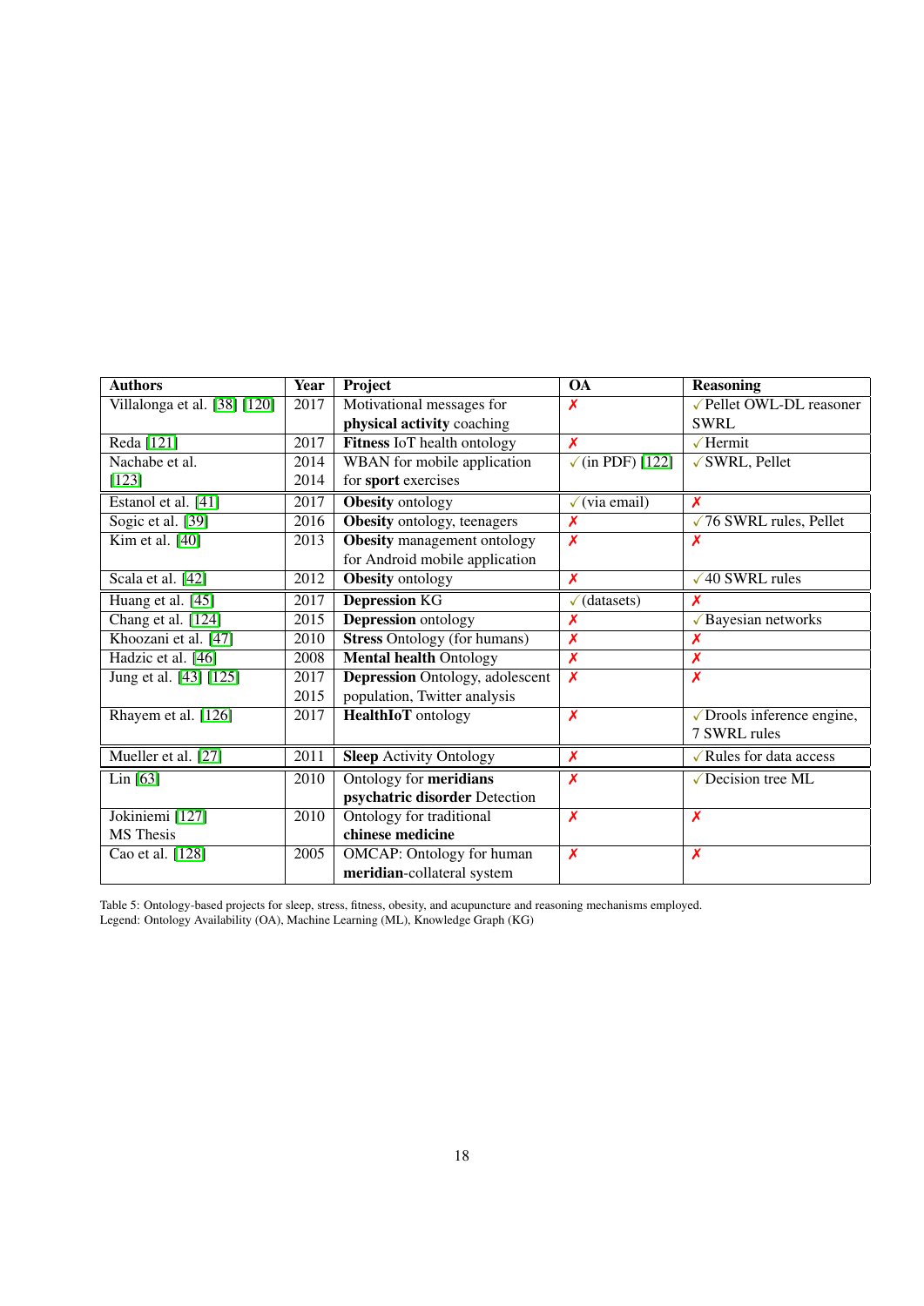| **Authors** | **Year** | **Project** | **OA** | **Reasoning** |
|---|---|---|---|---|
| Villalonga et al. [38] [120] | 2017 | Motivational messages for **physical activity** coaching | ✗ | ✓Pellet OWL-DL reasoner SWRL |
| Reda [121] | 2017 | **Fitness** IoT health ontology | ✗ | ✓Hermit |
| Nachabe et al. [123] | 2014 2014 | WBAN for mobile application for **sport** exercises | ✓(in PDF) [122] | ✓SWRL, Pellet |
| Estanol et al. [41] | 2017 | **Obesity** ontology | ✓(via email) | ✗ |
| Sogic et al. [39] | 2016 | **Obesity** ontology, teenagers | ✗ | ✓76 SWRL rules, Pellet |
| Kim et al. [40] | 2013 | **Obesity** management ontology for Android mobile application | ✗ | ✗ |
| Scala et al. [42] | 2012 | **Obesity** ontology | ✗ | ✓40 SWRL rules |
| Huang et al. [45] | 2017 | **Depression** KG | ✓(datasets) | ✗ |
| Chang et al. [124] | 2015 | **Depression** ontology | ✗ | ✓Bayesian networks |
| Khoozani et al. [47] | 2010 | **Stress** Ontology (for humans) | ✗ | ✗ |
| Hadzic et al. [46] | 2008 | **Mental health** Ontology | ✗ | ✗ |
| Jung et al. [43] [125] | 2017 2015 | **Depression** Ontology, adolescent population, Twitter analysis | ✗ | ✗ |
| Rhayem et al. [126] | 2017 | **HealthIoT** ontology | ✗ | ✓Drools inference engine, 7 SWRL rules |
| Mueller et al. [27] | 2011 | **Sleep** Activity Ontology | ✗ | ✓Rules for data access |
| Lin [63] | 2010 | Ontology for **meridians psychatric disorder** Detection | ✗ | ✓Decision tree ML |
| Jokiniemi [127] MS Thesis | 2010 | Ontology for traditional **chinese medicine** | ✗ | ✗ |
| Cao et al. [128] | 2005 | OMCAP: Ontology for human **meridian**-collateral system | ✗ | ✗ |

Table 5: Ontology-based projects for sleep, stress, fitness, obesity, and acupuncture and reasoning mechanisms employed.
Legend: Ontology Availability (OA), Machine Learning (ML), Knowledge Graph (KG)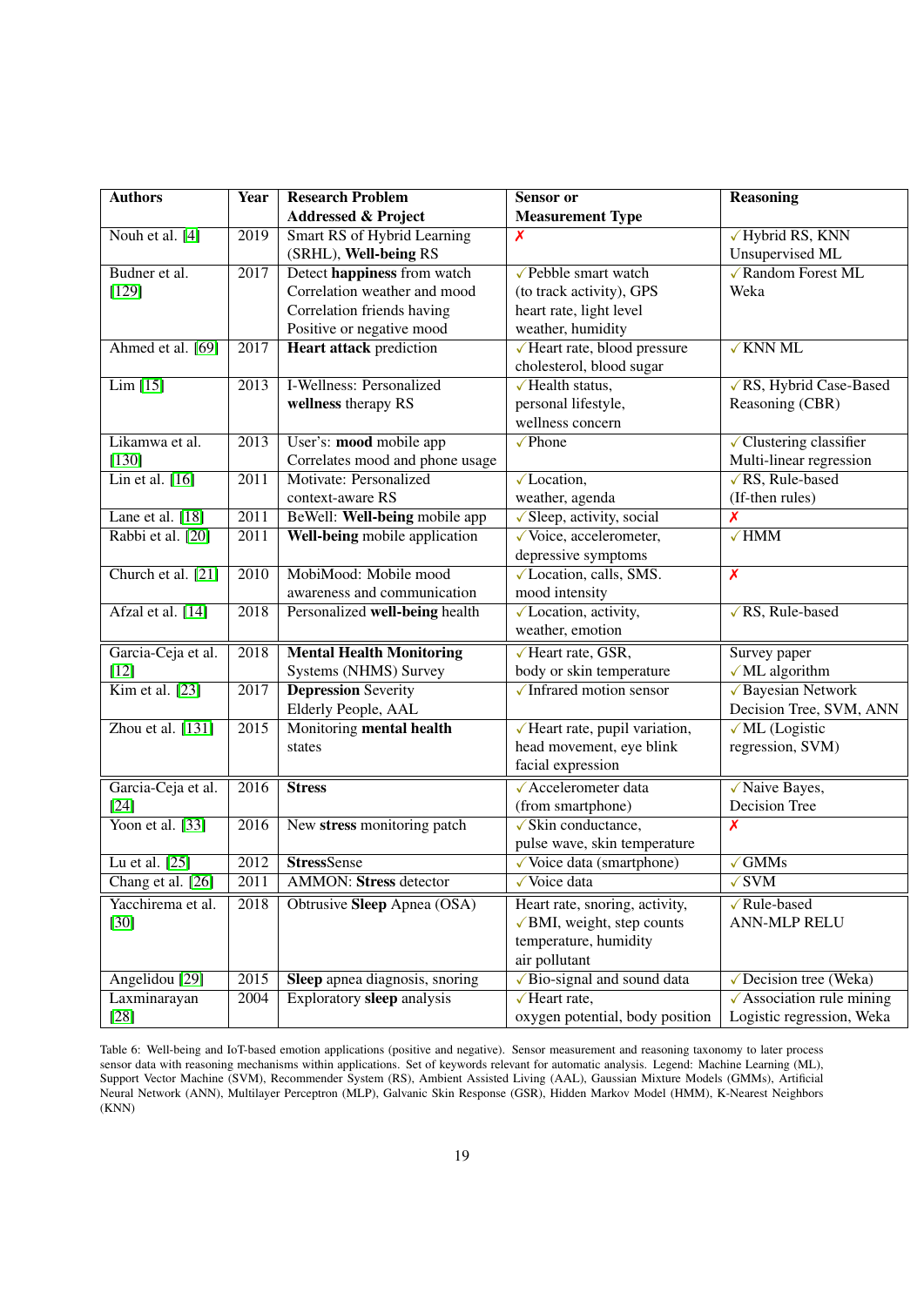| Authors | Year | Research Problem Addressed & Project | Sensor or Measurement Type | Reasoning |
|---|---|---|---|---|
| Nouh et al. [4] | 2019 | Smart RS of Hybrid Learning (SRHL), **Well-being** RS | ✗ | ✓Hybrid RS, KNN Unsupervised ML |
| Budner et al. [129] | 2017 | Detect **happiness** from watch Correlation weather and mood Correlation friends having Positive or negative mood | ✓Pebble smart watch (to track activity), GPS heart rate, light level weather, humidity | ✓Random Forest ML Weka |
| Ahmed et al. [69] | 2017 | **Heart attack** prediction | ✓Heart rate, blood pressure cholesterol, blood sugar | ✓KNN ML |
| Lim [15] | 2013 | I-Wellness: Personalized **wellness** therapy RS | ✓Health status, personal lifestyle, wellness concern | ✓RS, Hybrid Case-Based Reasoning (CBR) |
| Likamwa et al. [130] | 2013 | User's: **mood** mobile app Correlates mood and phone usage | ✓Phone | ✓Clustering classifier Multi-linear regression |
| Lin et al. [16] | 2011 | Motivate: Personalized context-aware RS | ✓Location, weather, agenda | ✓RS, Rule-based (If-then rules) |
| Lane et al. [18] | 2011 | BeWell: **Well-being** mobile app | ✓Sleep, activity, social | ✗ |
| Rabbi et al. [20] | 2011 | **Well-being** mobile application | ✓Voice, accelerometer, depressive symptoms | ✓HMM |
| Church et al. [21] | 2010 | MobiMood: Mobile mood awareness and communication | ✓Location, calls, SMS. mood intensity | ✗ |
| Afzal et al. [14] | 2018 | Personalized **well-being** health | ✓Location, activity, weather, emotion | ✓RS, Rule-based |
| Garcia-Ceja et al. [12] | 2018 | **Mental Health Monitoring** Systems (NHMS) Survey | ✓Heart rate, GSR, body or skin temperature | Survey paper ✓ML algorithm |
| Kim et al. [23] | 2017 | **Depression** Severity Elderly People, AAL | ✓Infrared motion sensor | ✓Bayesian Network Decision Tree, SVM, ANN |
| Zhou et al. [131] | 2015 | Monitoring **mental health** states | ✓Heart rate, pupil variation, head movement, eye blink facial expression | ✓ML (Logistic regression, SVM) |
| Garcia-Ceja et al. [24] | 2016 | **Stress** | ✓Accelerometer data (from smartphone) | ✓Naive Bayes, Decision Tree |
| Yoon et al. [33] | 2016 | New **stress** monitoring patch | ✓Skin conductance, pulse wave, skin temperature | ✗ |
| Lu et al. [25] | 2012 | **Stress**Sense | ✓Voice data (smartphone) | ✓GMMs |
| Chang et al. [26] | 2011 | AMMON: **Stress** detector | ✓Voice data | ✓SVM |
| Yacchirema et al. [30] | 2018 | Obtrusive **Sleep** Apnea (OSA) | Heart rate, snoring, activity, ✓BMI, weight, step counts temperature, humidity air pollutant | ✓Rule-based ANN-MLP RELU |
| Angelidou [29] | 2015 | **Sleep** apnea diagnosis, snoring | ✓Bio-signal and sound data | ✓Decision tree (Weka) |
| Laxminarayan [28] | 2004 | Exploratory **sleep** analysis | ✓Heart rate, oxygen potential, body position | ✓Association rule mining Logistic regression, Weka |

Table 6: Well-being and IoT-based emotion applications (positive and negative). Sensor measurement and reasoning taxonomy to later process sensor data with reasoning mechanisms within applications. Set of keywords relevant for automatic analysis. Legend: Machine Learning (ML), Support Vector Machine (SVM), Recommender System (RS), Ambient Assisted Living (AAL), Gaussian Mixture Models (GMMs), Artificial Neural Network (ANN), Multilayer Perceptron (MLP), Galvanic Skin Response (GSR), Hidden Markov Model (HMM), K-Nearest Neighbors (KNN)